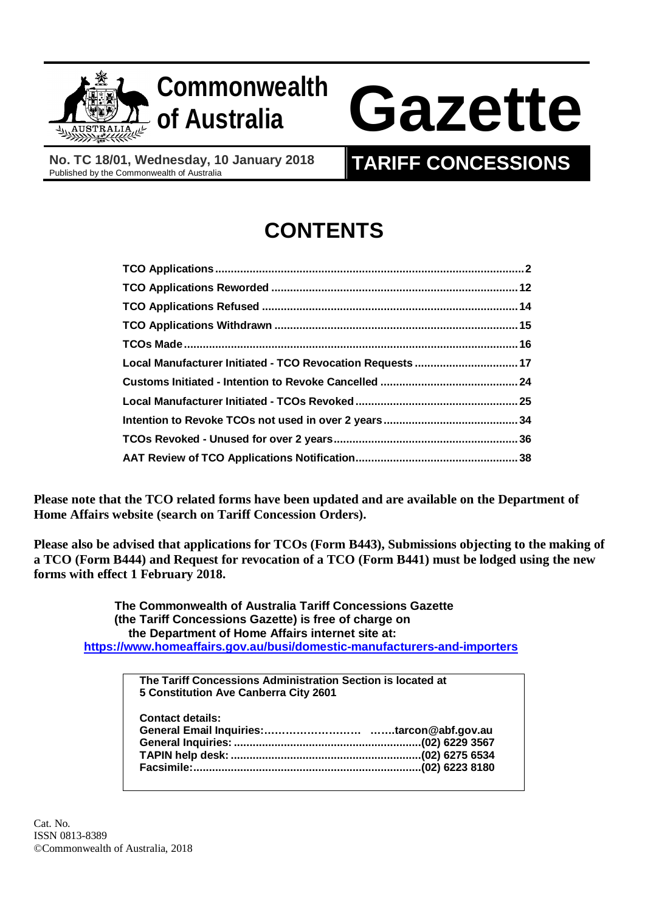# Commonwealth of Australia Gazette

**No. TC 18/01, Wednesday, 10 January 2018**
Published by the Commonwealth of Australia

**TARIFF CONCESSIONS**

## CONTENTS

| | |
|---|---|
| **TCO Applications** | **2** |
| **TCO Applications Reworded** | **12** |
| **TCO Applications Refused** | **14** |
| **TCO Applications Withdrawn** | **15** |
| **TCOs Made** | **16** |
| **Local Manufacturer Initiated - TCO Revocation Requests** | **17** |
| **Customs Initiated - Intention to Revoke Cancelled** | **24** |
| **Local Manufacturer Initiated - TCOs Revoked** | **25** |
| **Intention to Revoke TCOs not used in over 2 years** | **34** |
| **TCOs Revoked - Unused for over 2 years** | **36** |
| **AAT Review of TCO Applications Notification** | **38** |

**Please note that the TCO related forms have been updated and are available on the Department of Home Affairs website (search on Tariff Concession Orders).**

**Please also be advised that applications for TCOs (Form B443), Submissions objecting to the making of a TCO (Form B444) and Request for revocation of a TCO (Form B441) must be lodged using the new forms with effect 1 February 2018.**

**The Commonwealth of Australia Tariff Concessions Gazette (the Tariff Concessions Gazette) is free of charge on the Department of Home Affairs internet site at:**
**https://www.homeaffairs.gov.au/busi/domestic-manufacturers-and-importers**

**The Tariff Concessions Administration Section is located at 5 Constitution Ave Canberra City 2601**

**Contact details:**
**General Email Inquiries:……………………… …….tarcon@abf.gov.au**
**General Inquiries: ..........................................................(02) 6229 3567**
**TAPIN help desk: ...........................................................(02) 6275 6534**
**Facsimile:.......................................................................(02) 6223 8180**

Cat. No.
ISSN 0813-8389
©Commonwealth of Australia, 2018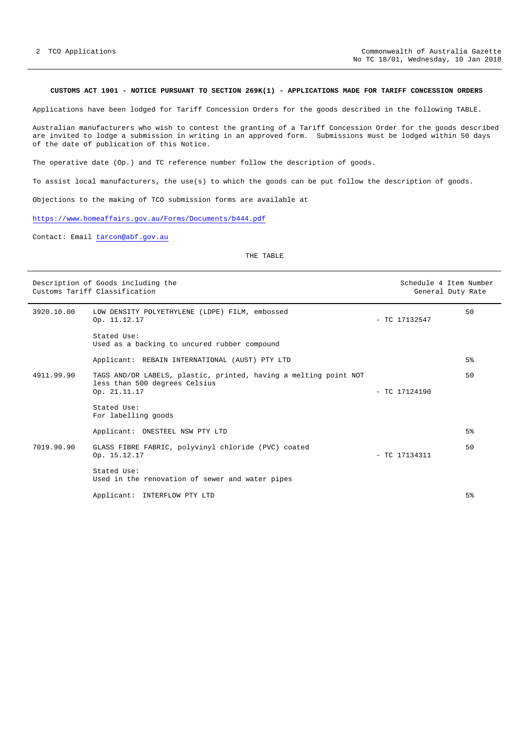**CUSTOMS ACT 1901 - NOTICE PURSUANT TO SECTION 269K(1) - APPLICATIONS MADE FOR TARIFF CONCESSION ORDERS**

Applications have been lodged for Tariff Concession Orders for the goods described in the following TABLE.

Australian manufacturers who wish to contest the granting of a Tariff Concession Order for the goods described are invited to lodge a submission in writing in an approved form. Submissions must be lodged within 50 days of the date of publication of this Notice.

The operative date (Op.) and TC reference number follow the description of goods.

To assist local manufacturers, the use(s) to which the goods can be put follow the description of goods.

Objections to the making of TCO submission forms are available at

https://www.homeaffairs.gov.au/Forms/Documents/b444.pdf

Contact: Email tarcon@abf.gov.au

THE TABLE

| Description of Goods including the Customs Tariff Classification | | | Schedule 4 Item Number General Duty Rate |
|---|---|---|---|
| 3920.10.00 | LOW DENSITY POLYETHYLENE (LDPE) FILM, embossed<br>Op. 11.12.17<br><br>Stated Use:<br>Used as a backing to uncured rubber compound<br><br>Applicant: REBAIN INTERNATIONAL (AUST) PTY LTD | - TC 17132547 | 50<br><br><br><br><br>5% |
| 4911.99.90 | TAGS AND/OR LABELS, plastic, printed, having a melting point NOT less than 500 degrees Celsius<br>Op. 21.11.17<br><br>Stated Use:<br>For labelling goods<br><br>Applicant: ONESTEEL NSW PTY LTD | - TC 17124190 | 50<br><br><br><br><br>5% |
| 7019.90.90 | GLASS FIBRE FABRIC, polyvinyl chloride (PVC) coated<br>Op. 15.12.17<br><br>Stated Use:<br>Used in the renovation of sewer and water pipes<br><br>Applicant: INTERFLOW PTY LTD | - TC 17134311 | 50<br><br><br><br><br>5% |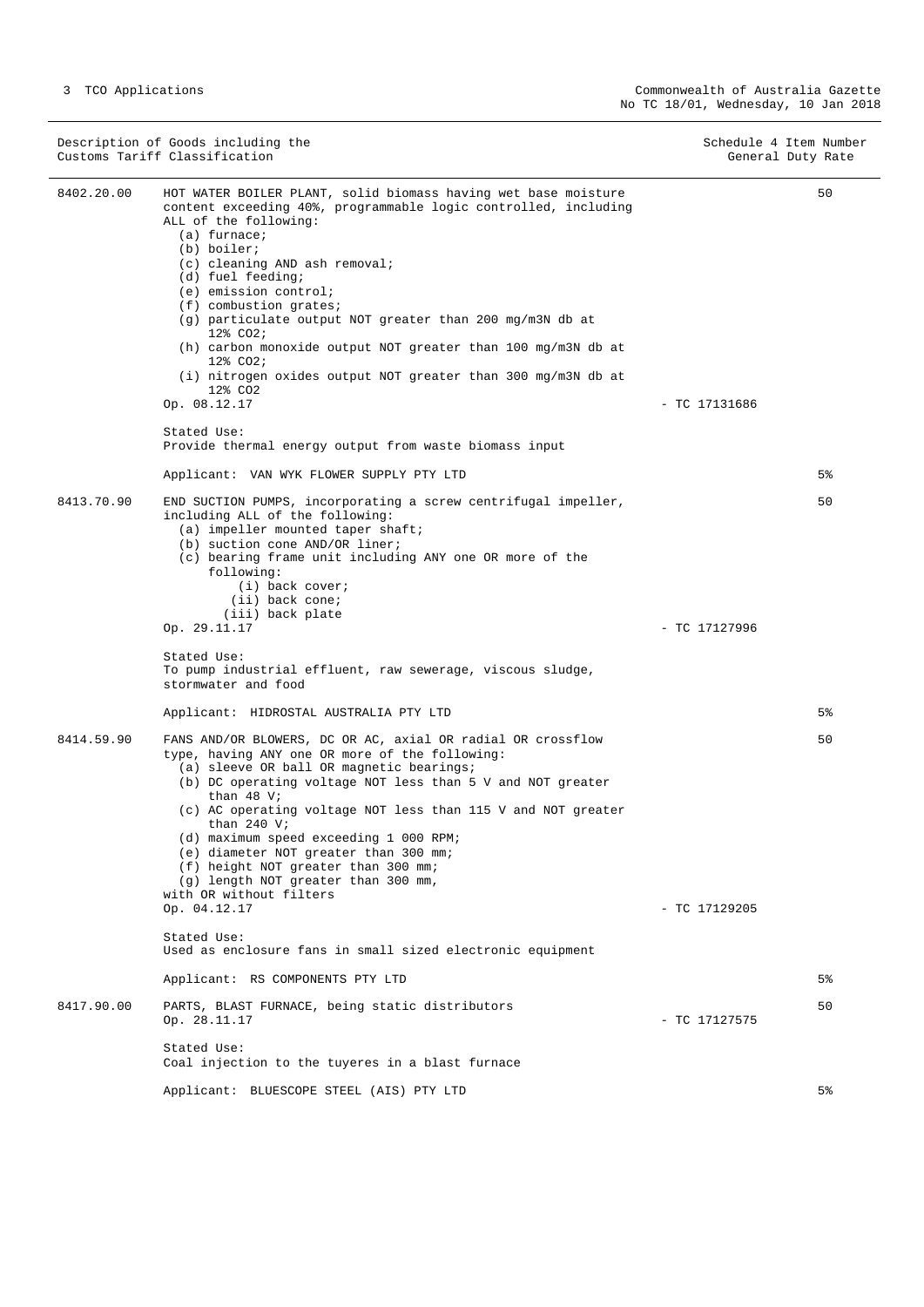| Description of Goods including the Customs Tariff Classification | | | Schedule 4 Item Number General Duty Rate |
|---|---|---|---|
| 8402.20.00 | HOT WATER BOILER PLANT, solid biomass having wet base moisture content exceeding 40%, programmable logic controlled, including ALL of the following:<br>(a) furnace;<br>(b) boiler;<br>(c) cleaning AND ash removal;<br>(d) fuel feeding;<br>(e) emission control;<br>(f) combustion grates;<br>(g) particulate output NOT greater than 200 mg/m3N db at 12% $CO_2$;<br>(h) carbon monoxide output NOT greater than 100 mg/m3N db at 12% $CO_2$;<br>(i) nitrogen oxides output NOT greater than 300 mg/m3N db at 12% $CO_2$<br>Op. 08.12.17 | - TC 17131686 | 50 |
| | Stated Use:<br>Provide thermal energy output from waste biomass input | | |
| | Applicant: VAN WYK FLOWER SUPPLY PTY LTD | | 5% |
| 8413.70.90 | END SUCTION PUMPS, incorporating a screw centrifugal impeller, including ALL of the following:<br>(a) impeller mounted taper shaft;<br>(b) suction cone AND/OR liner;<br>(c) bearing frame unit including ANY one OR more of the following:<br>(i) back cover;<br>(ii) back cone;<br>(iii) back plate<br>Op. 29.11.17 | - TC 17127996 | 50 |
| | Stated Use:<br>To pump industrial effluent, raw sewerage, viscous sludge, stormwater and food | | |
| | Applicant: HIDROSTAL AUSTRALIA PTY LTD | | 5% |
| 8414.59.90 | FANS AND/OR BLOWERS, DC OR AC, axial OR radial OR crossflow type, having ANY one OR more of the following:<br>(a) sleeve OR ball OR magnetic bearings;<br>(b) DC operating voltage NOT less than 5 V and NOT greater than 48 V;<br>(c) AC operating voltage NOT less than 115 V and NOT greater than 240 V;<br>(d) maximum speed exceeding 1 000 RPM;<br>(e) diameter NOT greater than 300 mm;<br>(f) height NOT greater than 300 mm;<br>(g) length NOT greater than 300 mm,<br>with OR without filters<br>Op. 04.12.17 | - TC 17129205 | 50 |
| | Stated Use:<br>Used as enclosure fans in small sized electronic equipment | | |
| | Applicant: RS COMPONENTS PTY LTD | | 5% |
| 8417.90.00 | PARTS, BLAST FURNACE, being static distributors<br>Op. 28.11.17 | - TC 17127575 | 50 |
| | Stated Use:<br>Coal injection to the tuyeres in a blast furnace | | |
| | Applicant: BLUESCOPE STEEL (AIS) PTY LTD | | 5% |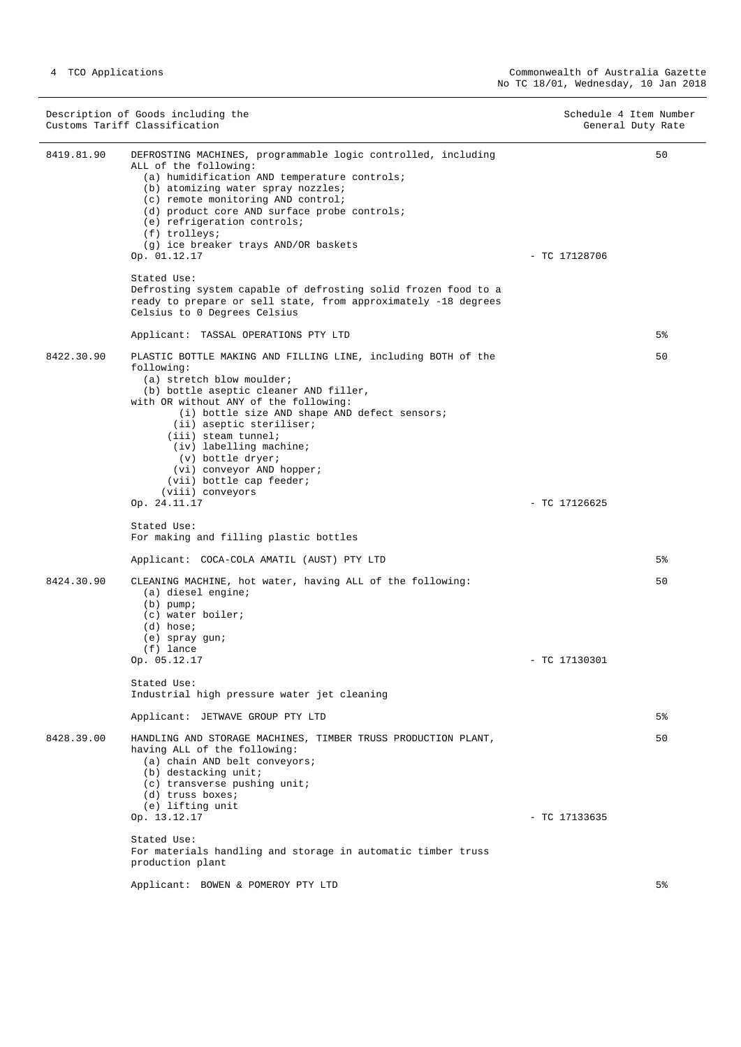| Description of Goods including the Customs Tariff Classification | | Schedule 4 Item Number General Duty Rate |
|---|---|---|
| 8419.81.90 | DEFROSTING MACHINES, programmable logic controlled, including ALL of the following:<br>(a) humidification AND temperature controls;<br>(b) atomizing water spray nozzles;<br>(c) remote monitoring AND control;<br>(d) product core AND surface probe controls;<br>(e) refrigeration controls;<br>(f) trolleys;<br>(g) ice breaker trays AND/OR baskets<br>Op. 01.12.17 - TC 17128706<br><br>Stated Use:<br>Defrosting system capable of defrosting solid frozen food to a ready to prepare or sell state, from approximately -18 degrees Celsius to 0 Degrees Celsius<br><br>Applicant: TASSAL OPERATIONS PTY LTD | 50<br><br>5% |
| 8422.30.90 | PLASTIC BOTTLE MAKING AND FILLING LINE, including BOTH of the following:<br>(a) stretch blow moulder;<br>(b) bottle aseptic cleaner AND filler,<br>with OR without ANY of the following:<br>(i) bottle size AND shape AND defect sensors;<br>(ii) aseptic steriliser;<br>(iii) steam tunnel;<br>(iv) labelling machine;<br>(v) bottle dryer;<br>(vi) conveyor AND hopper;<br>(vii) bottle cap feeder;<br>(viii) conveyors<br>Op. 24.11.17 - TC 17126625<br><br>Stated Use:<br>For making and filling plastic bottles<br><br>Applicant: COCA-COLA AMATIL (AUST) PTY LTD | 50<br><br>5% |
| 8424.30.90 | CLEANING MACHINE, hot water, having ALL of the following:<br>(a) diesel engine;<br>(b) pump;<br>(c) water boiler;<br>(d) hose;<br>(e) spray gun;<br>(f) lance<br>Op. 05.12.17 - TC 17130301<br><br>Stated Use:<br>Industrial high pressure water jet cleaning<br><br>Applicant: JETWAVE GROUP PTY LTD | 50<br><br>5% |
| 8428.39.00 | HANDLING AND STORAGE MACHINES, TIMBER TRUSS PRODUCTION PLANT, having ALL of the following:<br>(a) chain AND belt conveyors;<br>(b) destacking unit;<br>(c) transverse pushing unit;<br>(d) truss boxes;<br>(e) lifting unit<br>Op. 13.12.17 - TC 17133635<br><br>Stated Use:<br>For materials handling and storage in automatic timber truss production plant<br><br>Applicant: BOWEN & POMEROY PTY LTD | 50<br><br>5% |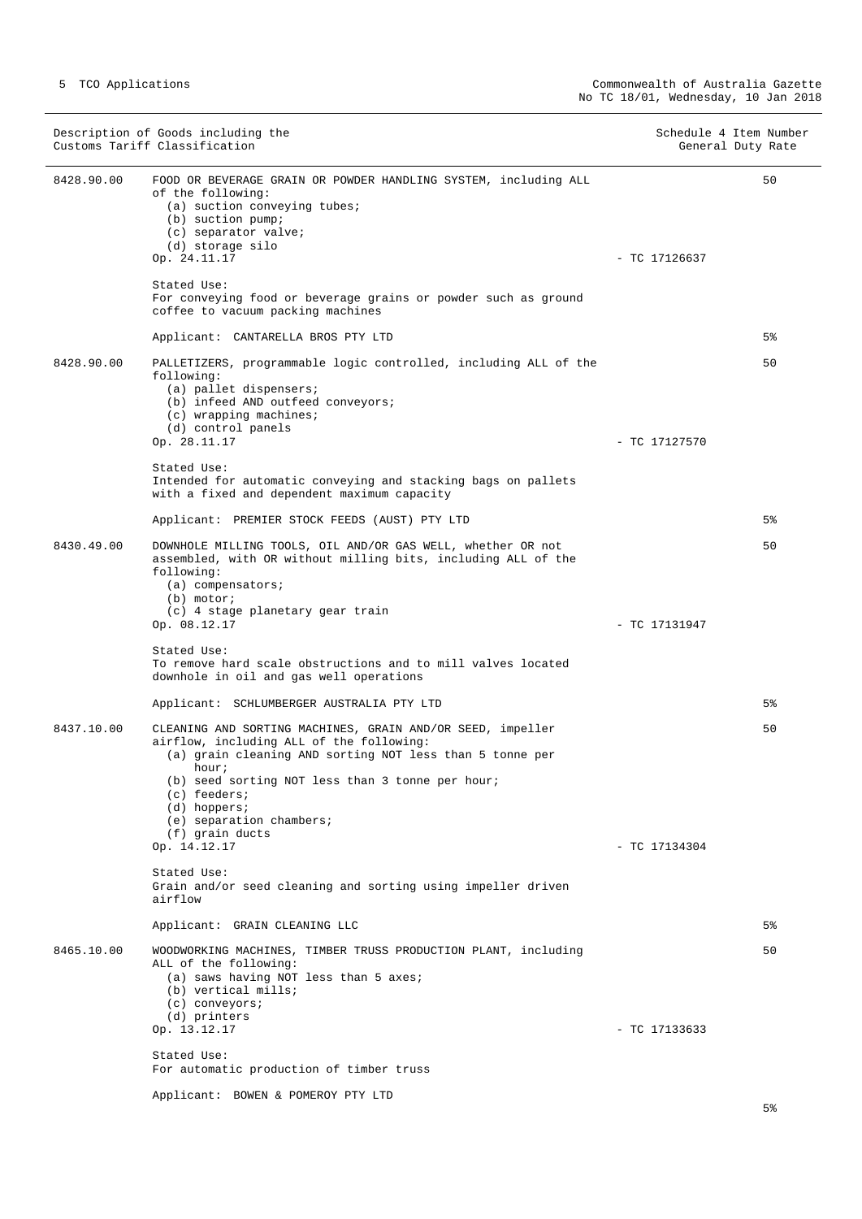| Description of Goods including the Customs Tariff Classification | | Schedule 4 Item Number | General Duty Rate |
|---|---|---|---|
| 8428.90.00 | FOOD OR BEVERAGE GRAIN OR POWDER HANDLING SYSTEM, including ALL of the following:<br>(a) suction conveying tubes;<br>(b) suction pump;<br>(c) separator valve;<br>(d) storage silo<br>Op. 24.11.17<br><br>Stated Use:<br>For conveying food or beverage grains or powder such as ground coffee to vacuum packing machines<br><br>Applicant: CANTARELLA BROS PTY LTD | - TC 17126637 | 50<br><br>5% |
| 8428.90.00 | PALLETIZERS, programmable logic controlled, including ALL of the following:<br>(a) pallet dispensers;<br>(b) infeed AND outfeed conveyors;<br>(c) wrapping machines;<br>(d) control panels<br>Op. 28.11.17<br><br>Stated Use:<br>Intended for automatic conveying and stacking bags on pallets with a fixed and dependent maximum capacity<br><br>Applicant: PREMIER STOCK FEEDS (AUST) PTY LTD | - TC 17127570 | 50<br><br>5% |
| 8430.49.00 | DOWNHOLE MILLING TOOLS, OIL AND/OR GAS WELL, whether OR not assembled, with OR without milling bits, including ALL of the following:<br>(a) compensators;<br>(b) motor;<br>(c) 4 stage planetary gear train<br>Op. 08.12.17<br><br>Stated Use:<br>To remove hard scale obstructions and to mill valves located downhole in oil and gas well operations<br><br>Applicant: SCHLUMBERGER AUSTRALIA PTY LTD | - TC 17131947 | 50<br><br>5% |
| 8437.10.00 | CLEANING AND SORTING MACHINES, GRAIN AND/OR SEED, impeller airflow, including ALL of the following:<br>(a) grain cleaning AND sorting NOT less than 5 tonne per hour;<br>(b) seed sorting NOT less than 3 tonne per hour;<br>(c) feeders;<br>(d) hoppers;<br>(e) separation chambers;<br>(f) grain ducts<br>Op. 14.12.17<br><br>Stated Use:<br>Grain and/or seed cleaning and sorting using impeller driven airflow<br><br>Applicant: GRAIN CLEANING LLC | - TC 17134304 | 50<br><br>5% |
| 8465.10.00 | WOODWORKING MACHINES, TIMBER TRUSS PRODUCTION PLANT, including ALL of the following:<br>(a) saws having NOT less than 5 axes;<br>(b) vertical mills;<br>(c) conveyors;<br>(d) printers<br>Op. 13.12.17<br><br>Stated Use:<br>For automatic production of timber truss<br><br>Applicant: BOWEN & POMEROY PTY LTD | - TC 17133633 | 50<br><br>5% |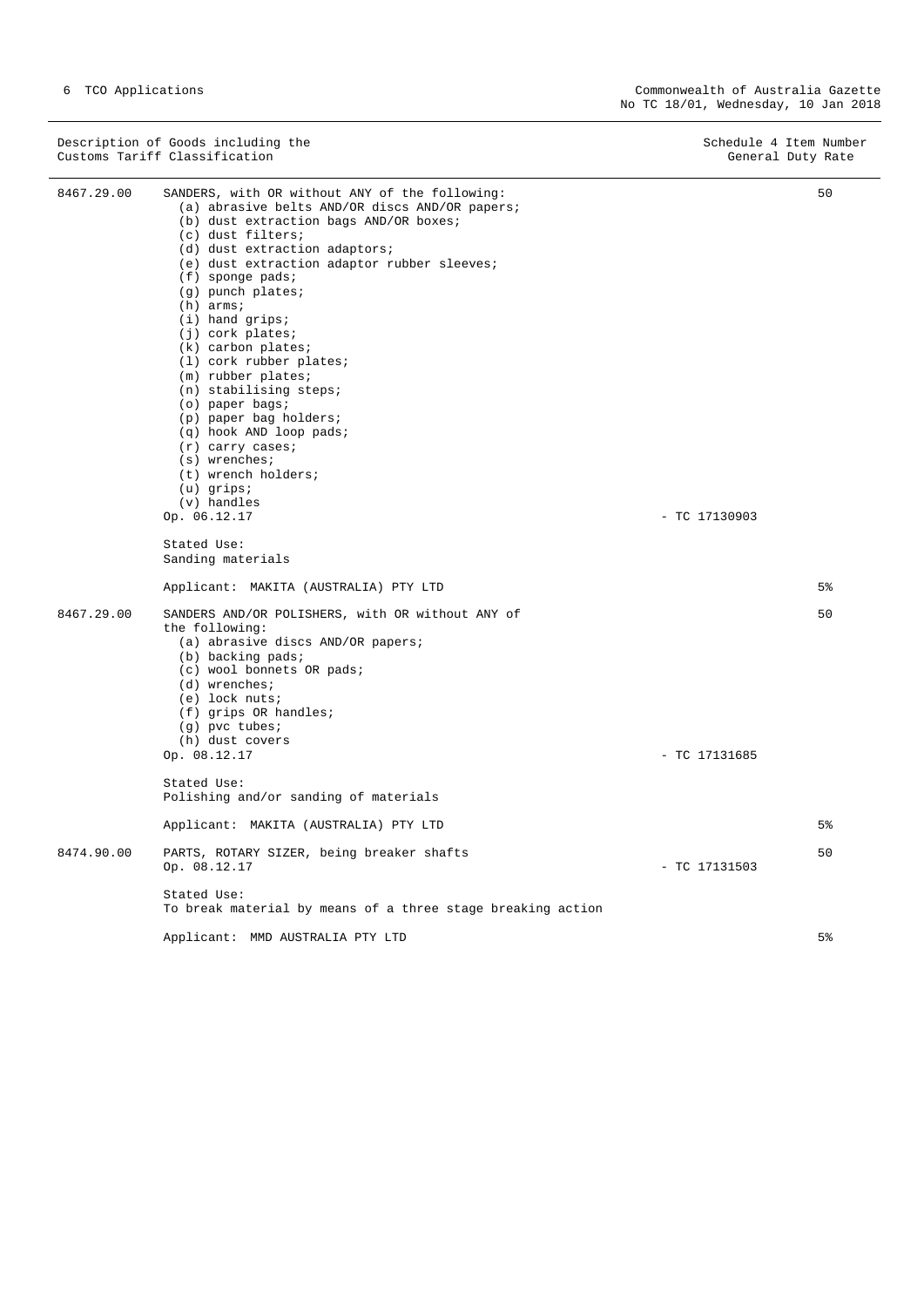| Description of Goods including the Customs Tariff Classification | | Schedule 4 Item Number General Duty Rate |
|---|---|---|
| 8467.29.00 | SANDERS, with OR without ANY of the following:<br>(a) abrasive belts AND/OR discs AND/OR papers;<br>(b) dust extraction bags AND/OR boxes;<br>(c) dust filters;<br>(d) dust extraction adaptors;<br>(e) dust extraction adaptor rubber sleeves;<br>(f) sponge pads;<br>(g) punch plates;<br>(h) arms;<br>(i) hand grips;<br>(j) cork plates;<br>(k) carbon plates;<br>(l) cork rubber plates;<br>(m) rubber plates;<br>(n) stabilising steps;<br>(o) paper bags;<br>(p) paper bag holders;<br>(q) hook AND loop pads;<br>(r) carry cases;<br>(s) wrenches;<br>(t) wrench holders;<br>(u) grips;<br>(v) handles<br>Op. 06.12.17 - TC 17130903<br><br>Stated Use:<br>Sanding materials<br><br>Applicant: MAKITA (AUSTRALIA) PTY LTD | 50<br><br><br><br><br><br><br><br><br><br><br><br><br><br><br><br><br><br><br><br><br><br><br><br><br><br><br><br>5% |
| 8467.29.00 | SANDERS AND/OR POLISHERS, with OR without ANY of the following:<br>(a) abrasive discs AND/OR papers;<br>(b) backing pads;<br>(c) wool bonnets OR pads;<br>(d) wrenches;<br>(e) lock nuts;<br>(f) grips OR handles;<br>(g) pvc tubes;<br>(h) dust covers<br>Op. 08.12.17 - TC 17131685<br><br>Stated Use:<br>Polishing and/or sanding of materials<br><br>Applicant: MAKITA (AUSTRALIA) PTY LTD | 50<br><br><br><br><br><br><br><br><br><br><br><br><br><br><br>5% |
| 8474.90.00 | PARTS, ROTARY SIZER, being breaker shafts<br>Op. 08.12.17 - TC 17131503<br><br>Stated Use:<br>To break material by means of a three stage breaking action<br><br>Applicant: MMD AUSTRALIA PTY LTD | 50<br><br><br><br><br><br>5% |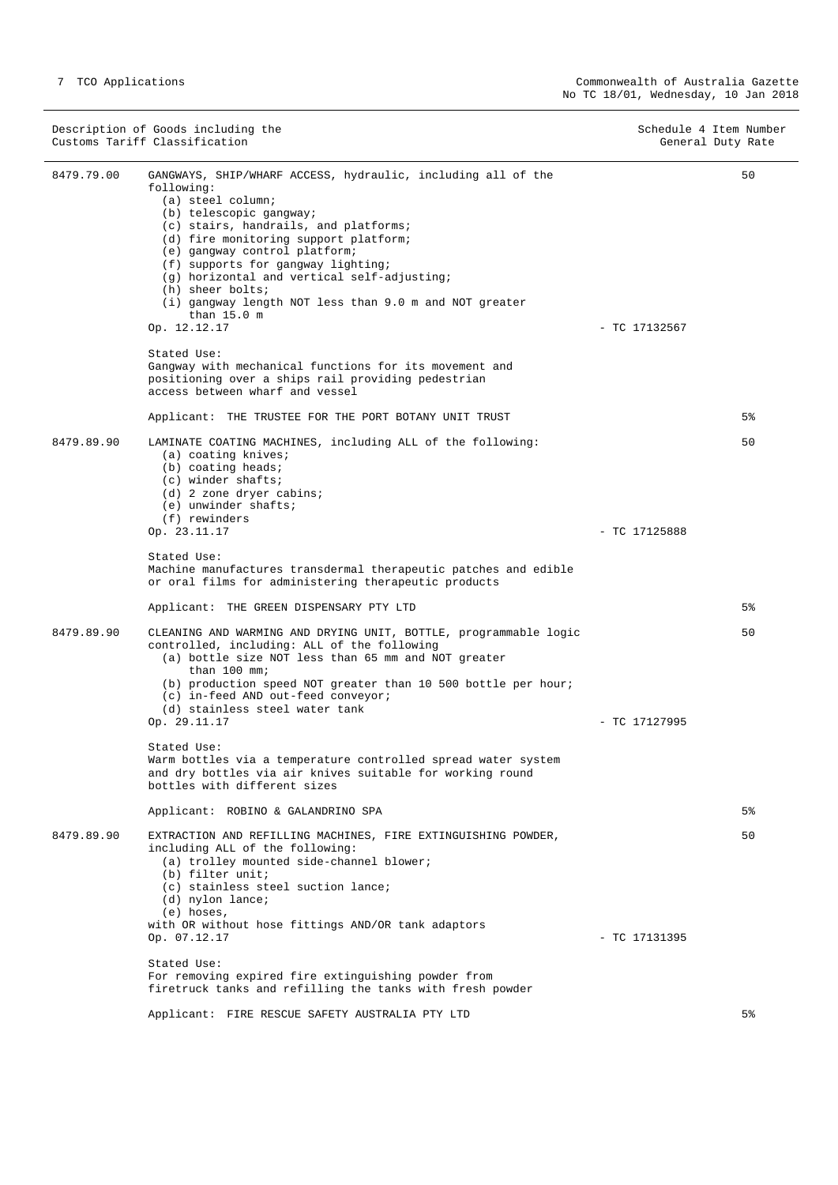| Description of Goods including the Customs Tariff Classification | | Schedule 4 Item Number General Duty Rate |
|---|---|---|
| 8479.79.00 | GANGWAYS, SHIP/WHARF ACCESS, hydraulic, including all of the following:<br>(a) steel column;<br>(b) telescopic gangway;<br>(c) stairs, handrails, and platforms;<br>(d) fire monitoring support platform;<br>(e) gangway control platform;<br>(f) supports for gangway lighting;<br>(g) horizontal and vertical self-adjusting;<br>(h) sheer bolts;<br>(i) gangway length NOT less than 9.0 m and NOT greater than 15.0 m<br>Op. 12.12.17 - TC 17132567<br><br>Stated Use:<br>Gangway with mechanical functions for its movement and positioning over a ships rail providing pedestrian access between wharf and vessel<br><br>Applicant: THE TRUSTEE FOR THE PORT BOTANY UNIT TRUST | 50<br><br><br><br><br><br><br><br><br><br><br><br><br><br><br><br><br><br>5% |
| 8479.89.90 | LAMINATE COATING MACHINES, including ALL of the following:<br>(a) coating knives;<br>(b) coating heads;<br>(c) winder shafts;<br>(d) 2 zone dryer cabins;<br>(e) unwinder shafts;<br>(f) rewinders<br>Op. 23.11.17 - TC 17125888<br><br>Stated Use:<br>Machine manufactures transdermal therapeutic patches and edible or oral films for administering therapeutic products<br><br>Applicant: THE GREEN DISPENSARY PTY LTD | 50<br><br><br><br><br><br><br><br><br><br><br><br><br>5% |
| 8479.89.90 | CLEANING AND WARMING AND DRYING UNIT, BOTTLE, programmable logic controlled, including: ALL of the following<br>(a) bottle size NOT less than 65 mm and NOT greater than 100 mm;<br>(b) production speed NOT greater than 10 500 bottle per hour;<br>(c) in-feed AND out-feed conveyor;<br>(d) stainless steel water tank<br>Op. 29.11.17 - TC 17127995<br><br>Stated Use:<br>Warm bottles via a temperature controlled spread water system and dry bottles via air knives suitable for working round bottles with different sizes<br><br>Applicant: ROBINO & GALANDRINO SPA | 50<br><br><br><br><br><br><br><br><br><br><br><br><br><br>5% |
| 8479.89.90 | EXTRACTION AND REFILLING MACHINES, FIRE EXTINGUISHING POWDER, including ALL of the following:<br>(a) trolley mounted side-channel blower;<br>(b) filter unit;<br>(c) stainless steel suction lance;<br>(d) nylon lance;<br>(e) hoses,<br>with OR without hose fittings AND/OR tank adaptors<br>Op. 07.12.17 - TC 17131395<br><br>Stated Use:<br>For removing expired fire extinguishing powder from firetruck tanks and refilling the tanks with fresh powder<br><br>Applicant: FIRE RESCUE SAFETY AUSTRALIA PTY LTD | 50<br><br><br><br><br><br><br><br><br><br><br><br><br><br>5% |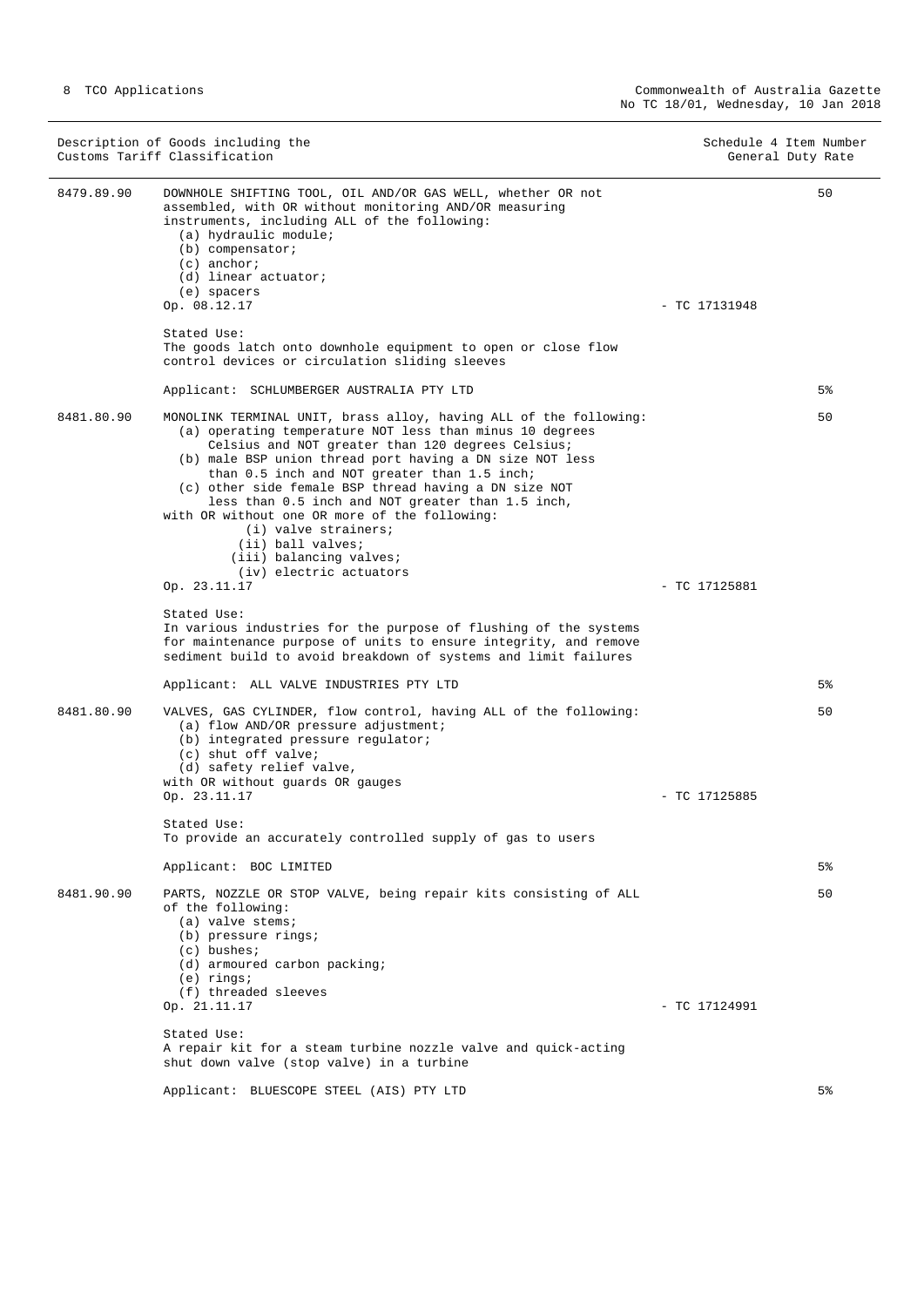| Description of Goods including the Customs Tariff Classification | | Schedule 4 Item Number General Duty Rate |
|---|---|---|
| 8479.89.90 | DOWNHOLE SHIFTING TOOL, OIL AND/OR GAS WELL, whether OR not assembled, with OR without monitoring AND/OR measuring instruments, including ALL of the following:<br>(a) hydraulic module;<br>(b) compensator;<br>(c) anchor;<br>(d) linear actuator;<br>(e) spacers<br>Op. 08.12.17 - TC 17131948<br><br>Stated Use:<br>The goods latch onto downhole equipment to open or close flow control devices or circulation sliding sleeves<br><br>Applicant: SCHLUMBERGER AUSTRALIA PTY LTD | 50<br><br>5% |
| 8481.80.90 | MONOLINK TERMINAL UNIT, brass alloy, having ALL of the following:<br>(a) operating temperature NOT less than minus 10 degrees Celsius and NOT greater than 120 degrees Celsius;<br>(b) male BSP union thread port having a DN size NOT less than 0.5 inch and NOT greater than 1.5 inch;<br>(c) other side female BSP thread having a DN size NOT less than 0.5 inch and NOT greater than 1.5 inch,<br>with OR without one OR more of the following:<br>(i) valve strainers;<br>(ii) ball valves;<br>(iii) balancing valves;<br>(iv) electric actuators<br>Op. 23.11.17 - TC 17125881<br><br>Stated Use:<br>In various industries for the purpose of flushing of the systems for maintenance purpose of units to ensure integrity, and remove sediment build to avoid breakdown of systems and limit failures<br><br>Applicant: ALL VALVE INDUSTRIES PTY LTD | 50<br><br>5% |
| 8481.80.90 | VALVES, GAS CYLINDER, flow control, having ALL of the following:<br>(a) flow AND/OR pressure adjustment;<br>(b) integrated pressure regulator;<br>(c) shut off valve;<br>(d) safety relief valve,<br>with OR without guards OR gauges<br>Op. 23.11.17 - TC 17125885<br><br>Stated Use:<br>To provide an accurately controlled supply of gas to users<br><br>Applicant: BOC LIMITED | 50<br><br>5% |
| 8481.90.90 | PARTS, NOZZLE OR STOP VALVE, being repair kits consisting of ALL of the following:<br>(a) valve stems;<br>(b) pressure rings;<br>(c) bushes;<br>(d) armoured carbon packing;<br>(e) rings;<br>(f) threaded sleeves<br>Op. 21.11.17 - TC 17124991<br><br>Stated Use:<br>A repair kit for a steam turbine nozzle valve and quick-acting shut down valve (stop valve) in a turbine<br><br>Applicant: BLUESCOPE STEEL (AIS) PTY LTD | 50<br><br>5% |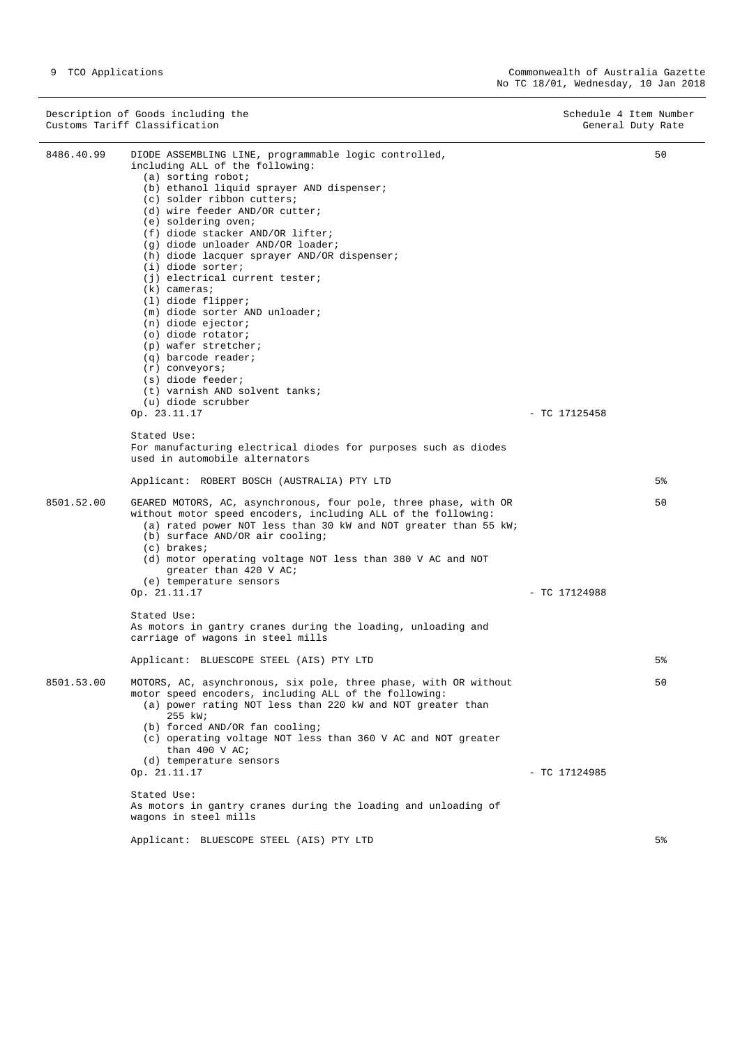| Description of Goods including the Customs Tariff Classification | | | Schedule 4 Item Number General Duty Rate |
|---|---|---|---|
| 8486.40.99 | DIODE ASSEMBLING LINE, programmable logic controlled, including ALL of the following:<br>(a) sorting robot;<br>(b) ethanol liquid sprayer AND dispenser;<br>(c) solder ribbon cutters;<br>(d) wire feeder AND/OR cutter;<br>(e) soldering oven;<br>(f) diode stacker AND/OR lifter;<br>(g) diode unloader AND/OR loader;<br>(h) diode lacquer sprayer AND/OR dispenser;<br>(i) diode sorter;<br>(j) electrical current tester;<br>(k) cameras;<br>(l) diode flipper;<br>(m) diode sorter AND unloader;<br>(n) diode ejector;<br>(o) diode rotator;<br>(p) wafer stretcher;<br>(q) barcode reader;<br>(r) conveyors;<br>(s) diode feeder;<br>(t) varnish AND solvent tanks;<br>(u) diode scrubber<br>Op. 23.11.17<br><br>Stated Use:<br>For manufacturing electrical diodes for purposes such as diodes used in automobile alternators<br><br>Applicant: ROBERT BOSCH (AUSTRALIA) PTY LTD | - TC 17125458 | 50<br><br>5% |
| 8501.52.00 | GEARED MOTORS, AC, asynchronous, four pole, three phase, with OR without motor speed encoders, including ALL of the following:<br>(a) rated power NOT less than 30 kW and NOT greater than 55 kW;<br>(b) surface AND/OR air cooling;<br>(c) brakes;<br>(d) motor operating voltage NOT less than 380 V AC and NOT greater than 420 V AC;<br>(e) temperature sensors<br>Op. 21.11.17<br><br>Stated Use:<br>As motors in gantry cranes during the loading, unloading and carriage of wagons in steel mills<br><br>Applicant: BLUESCOPE STEEL (AIS) PTY LTD | - TC 17124988 | 50<br><br>5% |
| 8501.53.00 | MOTORS, AC, asynchronous, six pole, three phase, with OR without motor speed encoders, including ALL of the following:<br>(a) power rating NOT less than 220 kW and NOT greater than 255 kW;<br>(b) forced AND/OR fan cooling;<br>(c) operating voltage NOT less than 360 V AC and NOT greater than 400 V AC;<br>(d) temperature sensors<br>Op. 21.11.17<br><br>Stated Use:<br>As motors in gantry cranes during the loading and unloading of wagons in steel mills<br><br>Applicant: BLUESCOPE STEEL (AIS) PTY LTD | - TC 17124985 | 50<br><br>5% |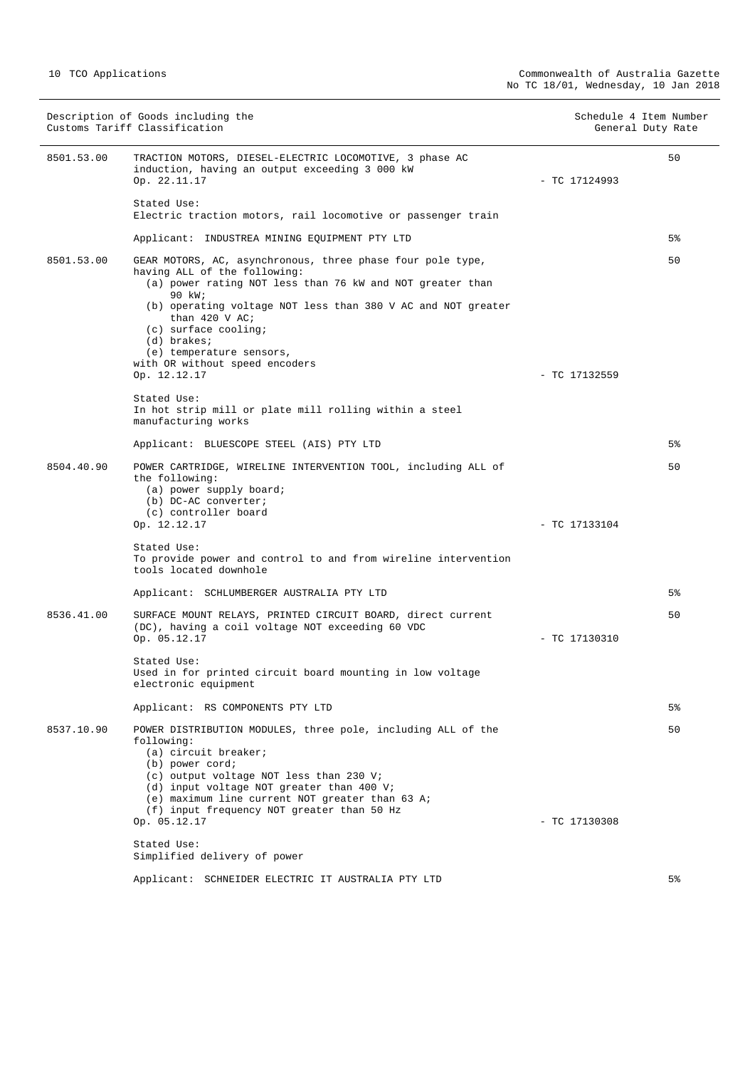| Customs Tariff Classification | Description of Goods including the Customs Tariff Classification | | Schedule 4 Item Number / General Duty Rate |
|---|---|---|---|
| 8501.53.00 | TRACTION MOTORS, DIESEL-ELECTRIC LOCOMOTIVE, 3 phase AC induction, having an output exceeding 3 000 kW<br>Op. 22.11.17<br><br>Stated Use:<br>Electric traction motors, rail locomotive or passenger train<br><br>Applicant: INDUSTREA MINING EQUIPMENT PTY LTD | - TC 17124993 | 50<br><br><br><br><br><br>5% |
| 8501.53.00 | GEAR MOTORS, AC, asynchronous, three phase four pole type, having ALL of the following:<br>(a) power rating NOT less than 76 kW and NOT greater than 90 kW;<br>(b) operating voltage NOT less than 380 V AC and NOT greater than 420 V AC;<br>(c) surface cooling;<br>(d) brakes;<br>(e) temperature sensors,<br>with OR without speed encoders<br>Op. 12.12.17<br><br>Stated Use:<br>In hot strip mill or plate mill rolling within a steel manufacturing works<br><br>Applicant: BLUESCOPE STEEL (AIS) PTY LTD | - TC 17132559 | 50<br><br><br><br><br><br>5% |
| 8504.40.90 | POWER CARTRIDGE, WIRELINE INTERVENTION TOOL, including ALL of the following:<br>(a) power supply board;<br>(b) DC-AC converter;<br>(c) controller board<br>Op. 12.12.17<br><br>Stated Use:<br>To provide power and control to and from wireline intervention tools located downhole<br><br>Applicant: SCHLUMBERGER AUSTRALIA PTY LTD | - TC 17133104 | 50<br><br><br><br><br><br>5% |
| 8536.41.00 | SURFACE MOUNT RELAYS, PRINTED CIRCUIT BOARD, direct current (DC), having a coil voltage NOT exceeding 60 VDC<br>Op. 05.12.17<br><br>Stated Use:<br>Used in for printed circuit board mounting in low voltage electronic equipment<br><br>Applicant: RS COMPONENTS PTY LTD | - TC 17130310 | 50<br><br><br><br><br><br>5% |
| 8537.10.90 | POWER DISTRIBUTION MODULES, three pole, including ALL of the following:<br>(a) circuit breaker;<br>(b) power cord;<br>(c) output voltage NOT less than 230 V;<br>(d) input voltage NOT greater than 400 V;<br>(e) maximum line current NOT greater than 63 A;<br>(f) input frequency NOT greater than 50 Hz<br>Op. 05.12.17<br><br>Stated Use:<br>Simplified delivery of power<br><br>Applicant: SCHNEIDER ELECTRIC IT AUSTRALIA PTY LTD | - TC 17130308 | 50<br><br><br><br><br><br>5% |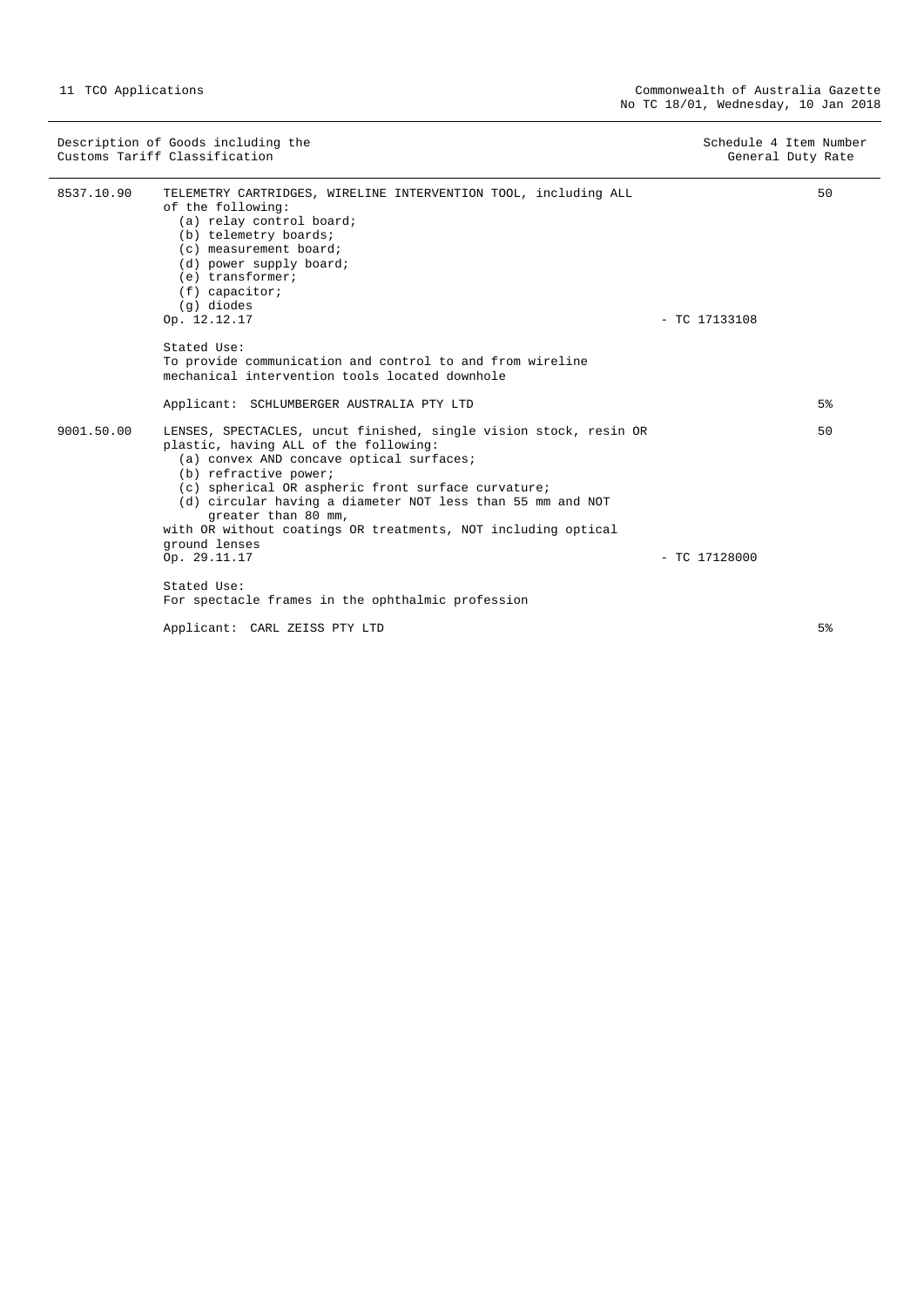| Customs Tariff Classification | Description of Goods including the Customs Tariff Classification | Schedule 4 Item Number | General Duty Rate |
|---|---|---|---|
| 8537.10.90 | TELEMETRY CARTRIDGES, WIRELINE INTERVENTION TOOL, including ALL of the following:<br>(a) relay control board;<br>(b) telemetry boards;<br>(c) measurement board;<br>(d) power supply board;<br>(e) transformer;<br>(f) capacitor;<br>(g) diodes<br>Op. 12.12.17<br><br>Stated Use:<br>To provide communication and control to and from wireline mechanical intervention tools located downhole<br><br>Applicant: SCHLUMBERGER AUSTRALIA PTY LTD | - TC 17133108 | 50<br><br>5% |
| 9001.50.00 | LENSES, SPECTACLES, uncut finished, single vision stock, resin OR plastic, having ALL of the following:<br>(a) convex AND concave optical surfaces;<br>(b) refractive power;<br>(c) spherical OR aspheric front surface curvature;<br>(d) circular having a diameter NOT less than 55 mm and NOT greater than 80 mm,<br>with OR without coatings OR treatments, NOT including optical ground lenses<br>Op. 29.11.17<br><br>Stated Use:<br>For spectacle frames in the ophthalmic profession<br><br>Applicant: CARL ZEISS PTY LTD | - TC 17128000 | 50<br><br>5% |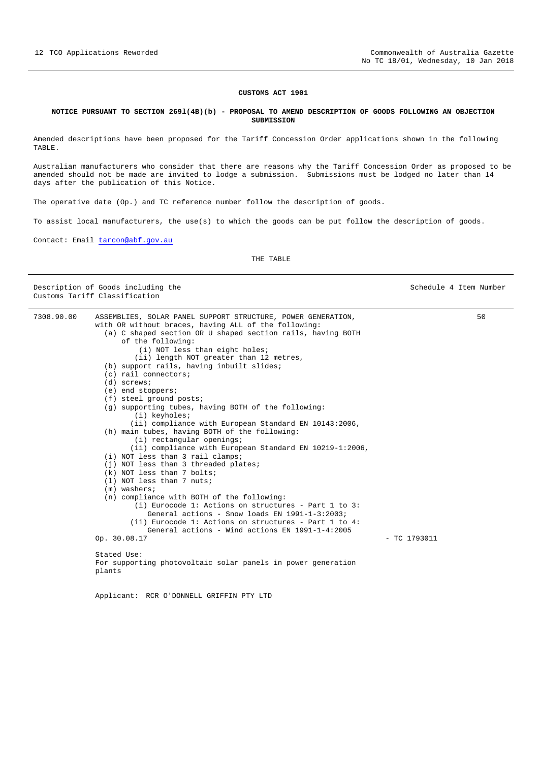**CUSTOMS ACT 1901**

**NOTICE PURSUANT TO SECTION 269l(4B)(b) - PROPOSAL TO AMEND DESCRIPTION OF GOODS FOLLOWING AN OBJECTION SUBMISSION**

Amended descriptions have been proposed for the Tariff Concession Order applications shown in the following TABLE.

Australian manufacturers who consider that there are reasons why the Tariff Concession Order as proposed to be amended should not be made are invited to lodge a submission. Submissions must be lodged no later than 14 days after the publication of this Notice.

The operative date (Op.) and TC reference number follow the description of goods.

To assist local manufacturers, the use(s) to which the goods can be put follow the description of goods.

Contact: Email tarcon@abf.gov.au

THE TABLE

| Description of Goods including the Customs Tariff Classification | | Schedule 4 Item Number |
|---|---|---|
| 7308.90.00 | ASSEMBLIES, SOLAR PANEL SUPPORT STRUCTURE, POWER GENERATION, with OR without braces, having ALL of the following:<br>(a) C shaped section OR U shaped section rails, having BOTH of the following:<br>(i) NOT less than eight holes;<br>(ii) length NOT greater than 12 metres,<br>(b) support rails, having inbuilt slides;<br>(c) rail connectors;<br>(d) screws;<br>(e) end stoppers;<br>(f) steel ground posts;<br>(g) supporting tubes, having BOTH of the following:<br>(i) keyholes;<br>(ii) compliance with European Standard EN 10143:2006,<br>(h) main tubes, having BOTH of the following:<br>(i) rectangular openings;<br>(ii) compliance with European Standard EN 10219-1:2006,<br>(i) NOT less than 3 rail clamps;<br>(j) NOT less than 3 threaded plates;<br>(k) NOT less than 7 bolts;<br>(l) NOT less than 7 nuts;<br>(m) washers;<br>(n) compliance with BOTH of the following:<br>(i) Eurocode 1: Actions on structures - Part 1 to 3: General actions - Snow loads EN 1991-1-3:2003;<br>(ii) Eurocode 1: Actions on structures - Part 1 to 4: General actions - Wind actions EN 1991-1-4:2005<br>Op. 30.08.17 - TC 1793011<br><br>Stated Use:<br>For supporting photovoltaic solar panels in power generation plants<br><br>Applicant: RCR O'DONNELL GRIFFIN PTY LTD | 50 |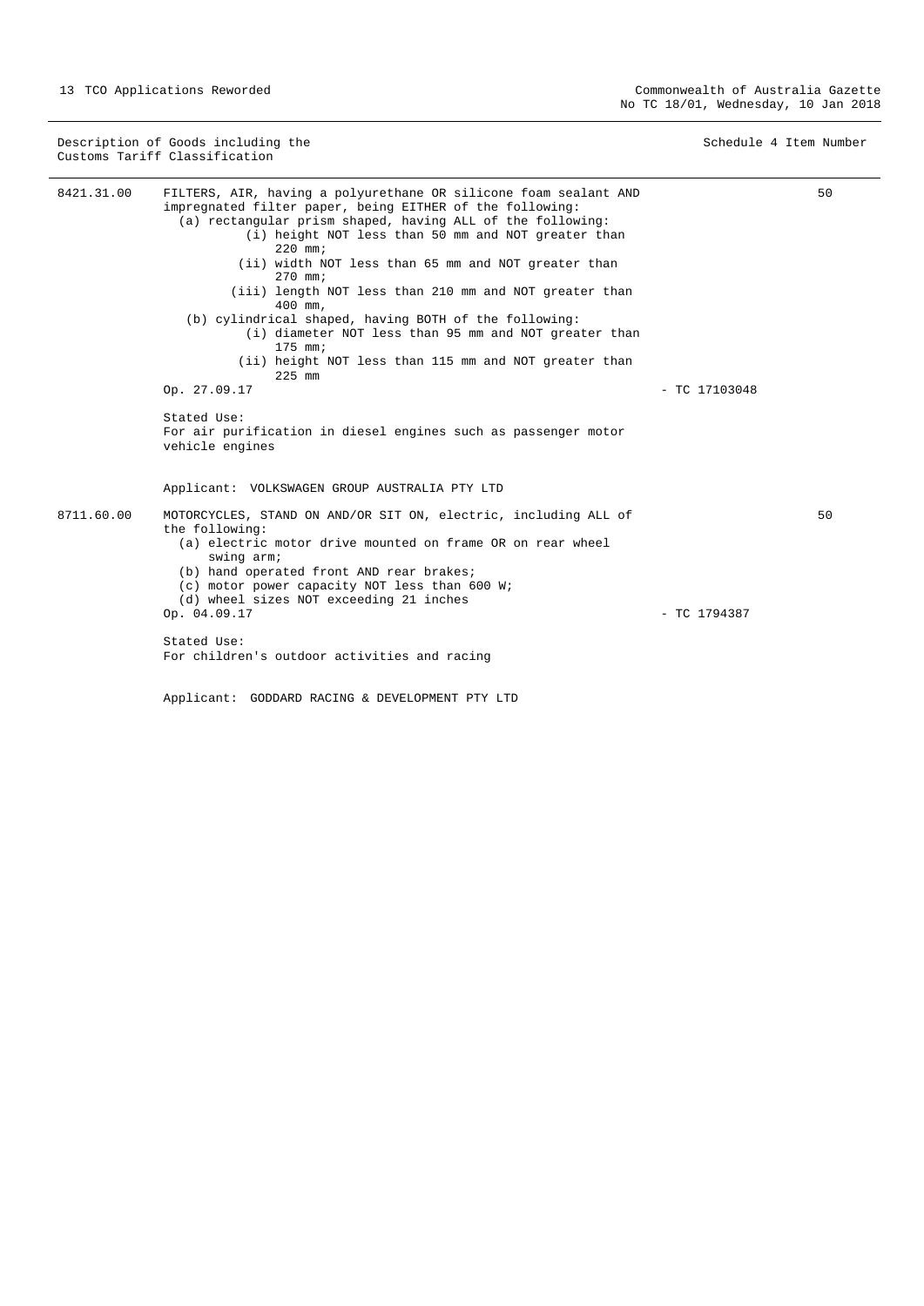| Description of Goods including the Customs Tariff Classification | | | Schedule 4 Item Number |
|---|---|---|---|
| 8421.31.00 | FILTERS, AIR, having a polyurethane OR silicone foam sealant AND impregnated filter paper, being EITHER of the following:<br>(a) rectangular prism shaped, having ALL of the following:<br>(i) height NOT less than 50 mm and NOT greater than 220 mm;<br>(ii) width NOT less than 65 mm and NOT greater than 270 mm;<br>(iii) length NOT less than 210 mm and NOT greater than 400 mm,<br>(b) cylindrical shaped, having BOTH of the following:<br>(i) diameter NOT less than 95 mm and NOT greater than 175 mm;<br>(ii) height NOT less than 115 mm and NOT greater than 225 mm<br>Op. 27.09.17<br><br>Stated Use:<br>For air purification in diesel engines such as passenger motor vehicle engines<br><br>Applicant: VOLKSWAGEN GROUP AUSTRALIA PTY LTD | - TC 17103048 | 50 |
| 8711.60.00 | MOTORCYCLES, STAND ON AND/OR SIT ON, electric, including ALL of the following:<br>(a) electric motor drive mounted on frame OR on rear wheel swing arm;<br>(b) hand operated front AND rear brakes;<br>(c) motor power capacity NOT less than 600 W;<br>(d) wheel sizes NOT exceeding 21 inches<br>Op. 04.09.17<br><br>Stated Use:<br>For children's outdoor activities and racing<br><br>Applicant: GODDARD RACING & DEVELOPMENT PTY LTD | - TC 1794387 | 50 |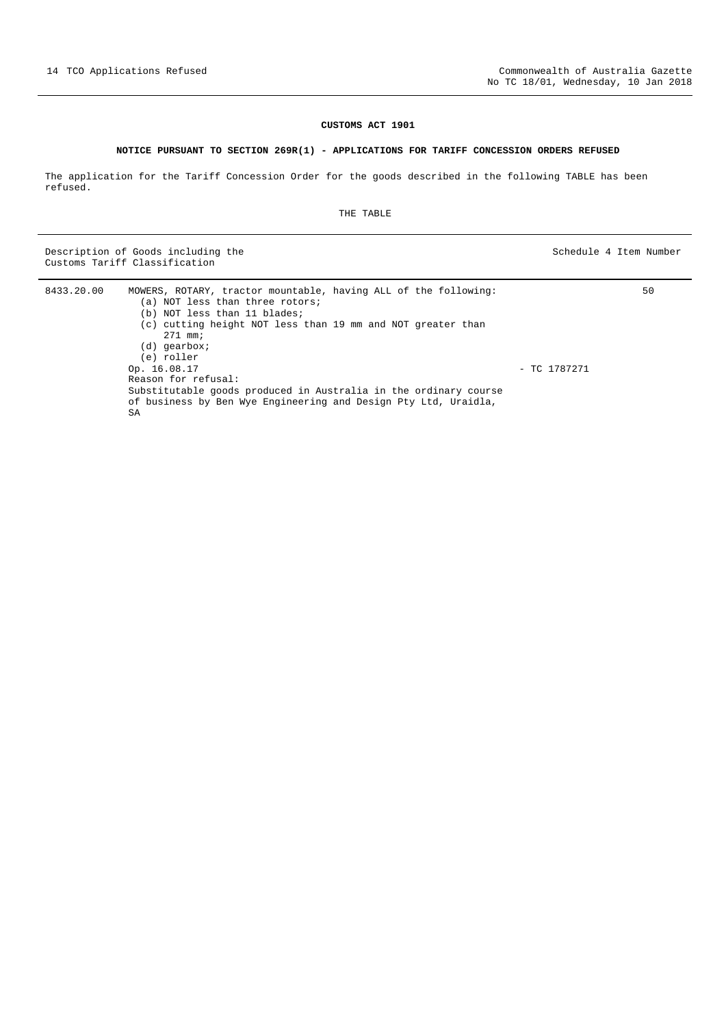**CUSTOMS ACT 1901**

**NOTICE PURSUANT TO SECTION 269R(1) - APPLICATIONS FOR TARIFF CONCESSION ORDERS REFUSED**

The application for the Tariff Concession Order for the goods described in the following TABLE has been refused.

THE TABLE

| Description of Goods including the Customs Tariff Classification | | | Schedule 4 Item Number |
|---|---|---|---|
| 8433.20.00 | MOWERS, ROTARY, tractor mountable, having ALL of the following:<br>(a) NOT less than three rotors;<br>(b) NOT less than 11 blades;<br>(c) cutting height NOT less than 19 mm and NOT greater than 271 mm;<br>(d) gearbox;<br>(e) roller<br>Op. 16.08.17<br>Reason for refusal:<br>Substitutable goods produced in Australia in the ordinary course of business by Ben Wye Engineering and Design Pty Ltd, Uraidla, SA | - TC 1787271 | 50 |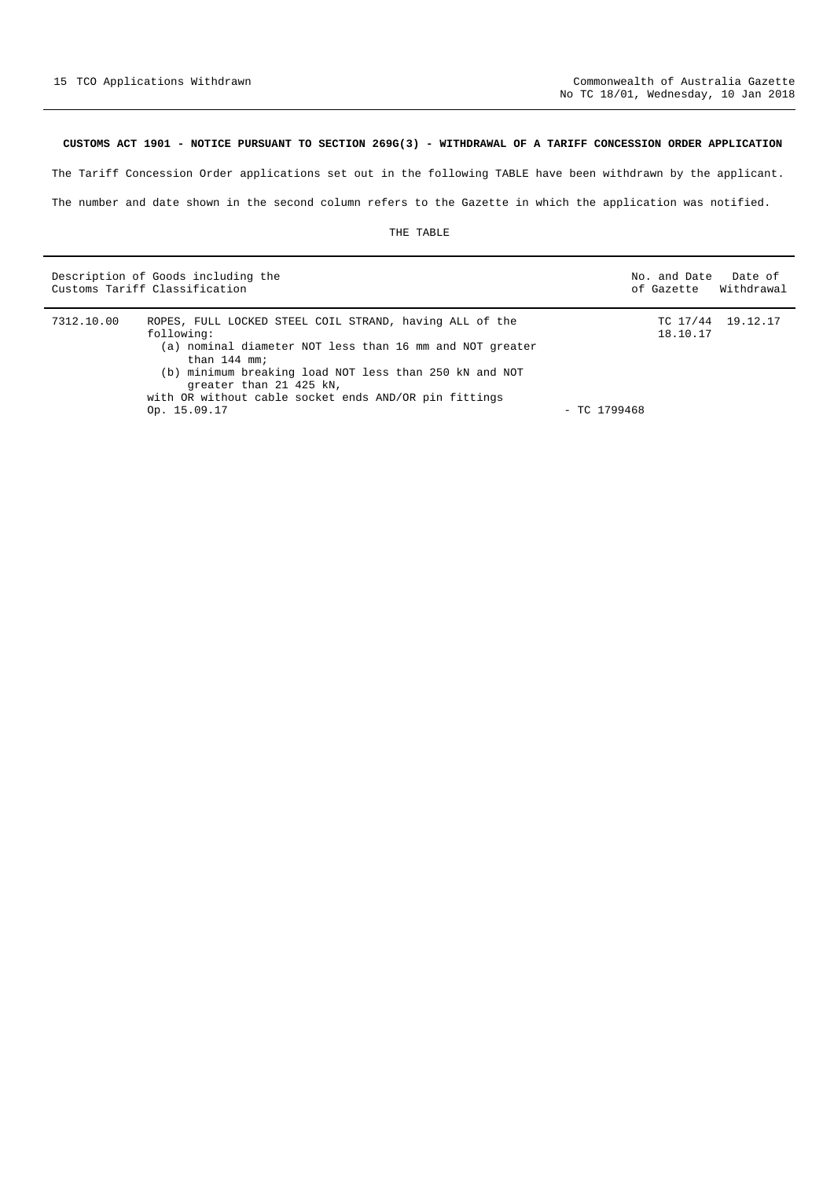**CUSTOMS ACT 1901 - NOTICE PURSUANT TO SECTION 269G(3) - WITHDRAWAL OF A TARIFF CONCESSION ORDER APPLICATION**

The Tariff Concession Order applications set out in the following TABLE have been withdrawn by the applicant.

The number and date shown in the second column refers to the Gazette in which the application was notified.

THE TABLE

| Description of Goods including the Customs Tariff Classification | | | No. and Date of Gazette | Date of Withdrawal |
|---|---|---|---|---|
| 7312.10.00 | ROPES, FULL LOCKED STEEL COIL STRAND, having ALL of the following:<br>(a) nominal diameter NOT less than 16 mm and NOT greater than 144 mm;<br>(b) minimum breaking load NOT less than 250 kN and NOT greater than 21 425 kN,<br>with OR without cable socket ends AND/OR pin fittings<br>Op. 15.09.17 | - TC 1799468 | TC 17/44 18.10.17 | 19.12.17 |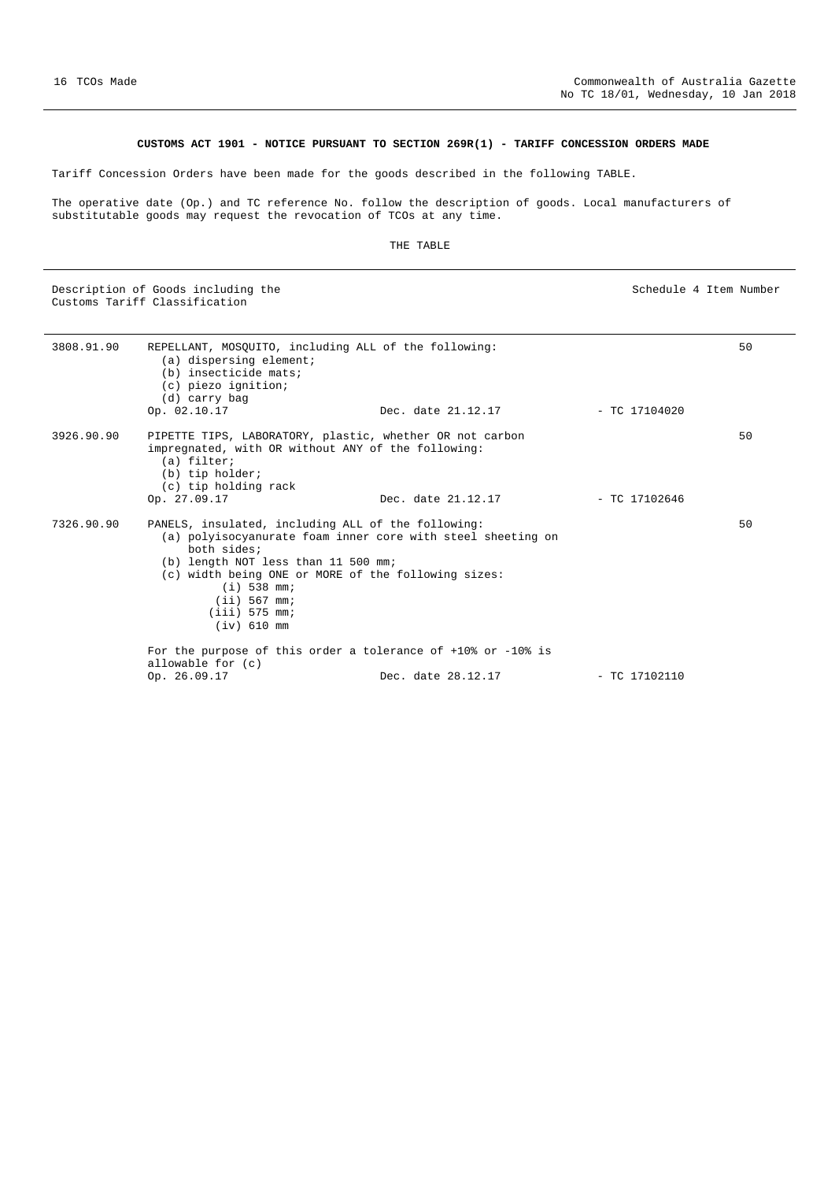**CUSTOMS ACT 1901 - NOTICE PURSUANT TO SECTION 269R(1) - TARIFF CONCESSION ORDERS MADE**

Tariff Concession Orders have been made for the goods described in the following TABLE.

The operative date (Op.) and TC reference No. follow the description of goods. Local manufacturers of substitutable goods may request the revocation of TCOs at any time.

THE TABLE

| Description of Goods including the Customs Tariff Classification | | Schedule 4 Item Number |
|---|---|---|
| 3808.91.90 | REPELLANT, MOSQUITO, including ALL of the following:<br>(a) dispersing element;<br>(b) insecticide mats;<br>(c) piezo ignition;<br>(d) carry bag<br>Op. 02.10.17 Dec. date 21.12.17 - TC 17104020 | 50 |
| 3926.90.90 | PIPETTE TIPS, LABORATORY, plastic, whether OR not carbon impregnated, with OR without ANY of the following:<br>(a) filter;<br>(b) tip holder;<br>(c) tip holding rack<br>Op. 27.09.17 Dec. date 21.12.17 - TC 17102646 | 50 |
| 7326.90.90 | PANELS, insulated, including ALL of the following:<br>(a) polyisocyanurate foam inner core with steel sheeting on both sides;<br>(b) length NOT less than 11 500 mm;<br>(c) width being ONE or MORE of the following sizes:<br>(i) 538 mm;<br>(ii) 567 mm;<br>(iii) 575 mm;<br>(iv) 610 mm<br><br>For the purpose of this order a tolerance of +10% or -10% is allowable for (c)<br>Op. 26.09.17 Dec. date 28.12.17 - TC 17102110 | 50 |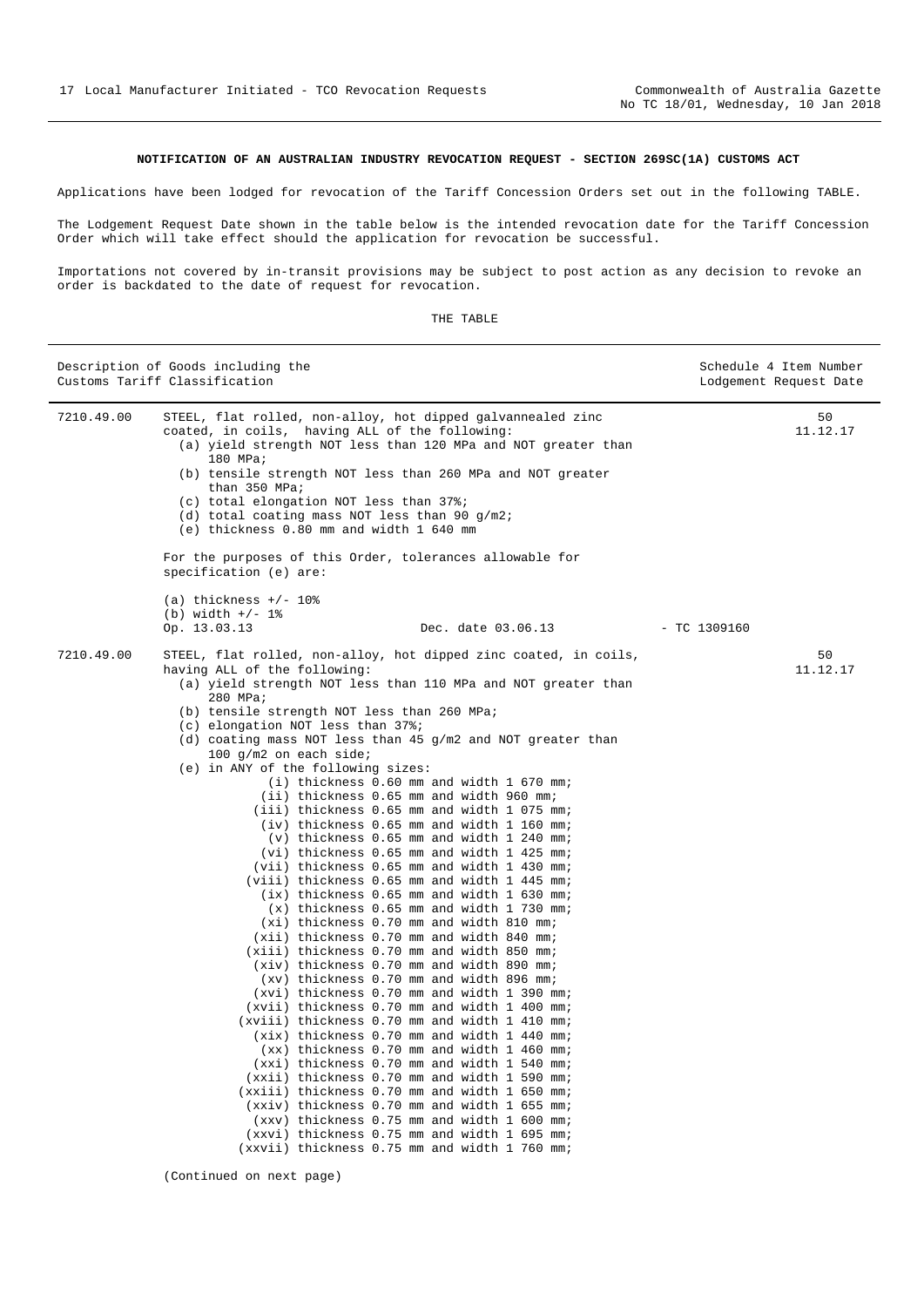**NOTIFICATION OF AN AUSTRALIAN INDUSTRY REVOCATION REQUEST - SECTION 269SC(1A) CUSTOMS ACT**

Applications have been lodged for revocation of the Tariff Concession Orders set out in the following TABLE.

The Lodgement Request Date shown in the table below is the intended revocation date for the Tariff Concession Order which will take effect should the application for revocation be successful.

Importations not covered by in-transit provisions may be subject to post action as any decision to revoke an order is backdated to the date of request for revocation.

THE TABLE

| Description of Goods including the Customs Tariff Classification | | Schedule 4 Item Number Lodgement Request Date |
|---|---|---|
| 7210.49.00 | STEEL, flat rolled, non-alloy, hot dipped galvannealed zinc coated, in coils, having ALL of the following:<br>(a) yield strength NOT less than 120 MPa and NOT greater than 180 MPa;<br>(b) tensile strength NOT less than 260 MPa and NOT greater than 350 MPa;<br>(c) total elongation NOT less than 37%;<br>(d) total coating mass NOT less than 90 g/m2;<br>(e) thickness 0.80 mm and width 1 640 mm<br><br>For the purposes of this Order, tolerances allowable for specification (e) are:<br><br>(a) thickness +/- 10%<br>(b) width +/- 1%<br>Op. 13.03.13 Dec. date 03.06.13 - TC 1309160 | 50<br>11.12.17 |
| 7210.49.00 | STEEL, flat rolled, non-alloy, hot dipped zinc coated, in coils, having ALL of the following:<br>(a) yield strength NOT less than 110 MPa and NOT greater than 280 MPa;<br>(b) tensile strength NOT less than 260 MPa;<br>(c) elongation NOT less than 37%;<br>(d) coating mass NOT less than 45 g/m2 and NOT greater than 100 g/m2 on each side;<br>(e) in ANY of the following sizes:<br>(i) thickness 0.60 mm and width 1 670 mm;<br>(ii) thickness 0.65 mm and width 960 mm;<br>(iii) thickness 0.65 mm and width 1 075 mm;<br>(iv) thickness 0.65 mm and width 1 160 mm;<br>(v) thickness 0.65 mm and width 1 240 mm;<br>(vi) thickness 0.65 mm and width 1 425 mm;<br>(vii) thickness 0.65 mm and width 1 430 mm;<br>(viii) thickness 0.65 mm and width 1 445 mm;<br>(ix) thickness 0.65 mm and width 1 630 mm;<br>(x) thickness 0.65 mm and width 1 730 mm;<br>(xi) thickness 0.70 mm and width 810 mm;<br>(xii) thickness 0.70 mm and width 840 mm;<br>(xiii) thickness 0.70 mm and width 850 mm;<br>(xiv) thickness 0.70 mm and width 890 mm;<br>(xv) thickness 0.70 mm and width 896 mm;<br>(xvi) thickness 0.70 mm and width 1 390 mm;<br>(xvii) thickness 0.70 mm and width 1 400 mm;<br>(xviii) thickness 0.70 mm and width 1 410 mm;<br>(xix) thickness 0.70 mm and width 1 440 mm;<br>(xx) thickness 0.70 mm and width 1 460 mm;<br>(xxi) thickness 0.70 mm and width 1 540 mm;<br>(xxii) thickness 0.70 mm and width 1 590 mm;<br>(xxiii) thickness 0.70 mm and width 1 650 mm;<br>(xxiv) thickness 0.70 mm and width 1 655 mm;<br>(xxv) thickness 0.75 mm and width 1 600 mm;<br>(xxvi) thickness 0.75 mm and width 1 695 mm;<br>(xxvii) thickness 0.75 mm and width 1 760 mm;<br><br>(Continued on next page) | 50<br>11.12.17 |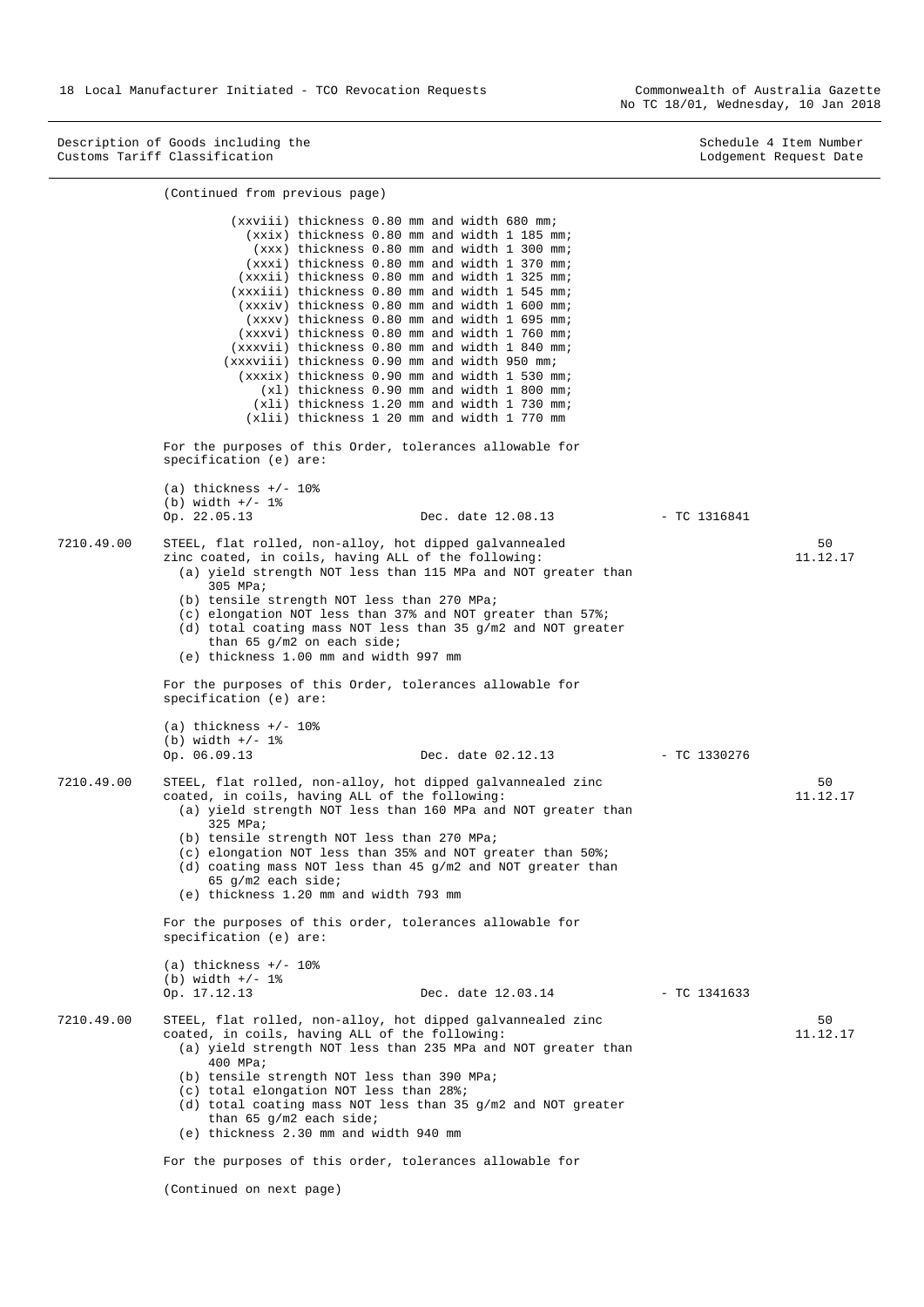| Description of Goods including the Customs Tariff Classification | | Schedule 4 Item Number Lodgement Request Date |
|---|---|---|

(Continued from previous page)

(xxviii) thickness 0.80 mm and width 680 mm;
(xxix) thickness 0.80 mm and width 1 185 mm;
(xxx) thickness 0.80 mm and width 1 300 mm;
(xxxi) thickness 0.80 mm and width 1 370 mm;
(xxxii) thickness 0.80 mm and width 1 325 mm;
(xxxiii) thickness 0.80 mm and width 1 545 mm;
(xxxiv) thickness 0.80 mm and width 1 600 mm;
(xxxv) thickness 0.80 mm and width 1 695 mm;
(xxxvi) thickness 0.80 mm and width 1 760 mm;
(xxxvii) thickness 0.80 mm and width 1 840 mm;
(xxxviii) thickness 0.90 mm and width 950 mm;
(xxxix) thickness 0.90 mm and width 1 530 mm;
(xl) thickness 0.90 mm and width 1 800 mm;
(xli) thickness 1.20 mm and width 1 730 mm;
(xlii) thickness 1 20 mm and width 1 770 mm

For the purposes of this Order, tolerances allowable for specification (e) are:

(a) thickness +/- 10%
(b) width +/- 1%
Op. 22.05.13 Dec. date 12.08.13 - TC 1316841

---

**7210.49.00** — 50 — 11.12.17

STEEL, flat rolled, non-alloy, hot dipped galvannealed zinc coated, in coils, having ALL of the following:
(a) yield strength NOT less than 115 MPa and NOT greater than 305 MPa;
(b) tensile strength NOT less than 270 MPa;
(c) elongation NOT less than 37% and NOT greater than 57%;
(d) total coating mass NOT less than 35 g/m2 and NOT greater than 65 g/m2 on each side;
(e) thickness 1.00 mm and width 997 mm

For the purposes of this Order, tolerances allowable for specification (e) are:

(a) thickness +/- 10%
(b) width +/- 1%
Op. 06.09.13 Dec. date 02.12.13 - TC 1330276

---

**7210.49.00** — 50 — 11.12.17

STEEL, flat rolled, non-alloy, hot dipped galvannealed zinc coated, in coils, having ALL of the following:
(a) yield strength NOT less than 160 MPa and NOT greater than 325 MPa;
(b) tensile strength NOT less than 270 MPa;
(c) elongation NOT less than 35% and NOT greater than 50%;
(d) coating mass NOT less than 45 g/m2 and NOT greater than 65 g/m2 each side;
(e) thickness 1.20 mm and width 793 mm

For the purposes of this order, tolerances allowable for specification (e) are:

(a) thickness +/- 10%
(b) width +/- 1%
Op. 17.12.13 Dec. date 12.03.14 - TC 1341633

---

**7210.49.00** — 50 — 11.12.17

STEEL, flat rolled, non-alloy, hot dipped galvannealed zinc coated, in coils, having ALL of the following:
(a) yield strength NOT less than 235 MPa and NOT greater than 400 MPa;
(b) tensile strength NOT less than 390 MPa;
(c) total elongation NOT less than 28%;
(d) total coating mass NOT less than 35 g/m2 and NOT greater than 65 g/m2 each side;
(e) thickness 2.30 mm and width 940 mm

For the purposes of this order, tolerances allowable for

(Continued on next page)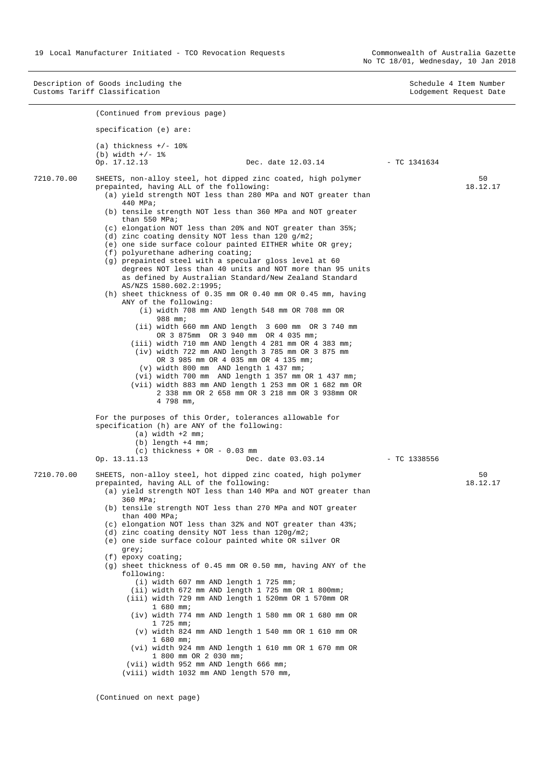Description of Goods including the Customs Tariff Classification | Schedule 4 Item Number / Lodgement Request Date

(Continued from previous page)

specification (e) are:

(a) thickness +/- 10%
(b) width +/- 1%

Op. 17.12.13 — Dec. date 12.03.14 — TC 1341634

---

**7210.70.00** — 50 — 18.12.17

SHEETS, non-alloy steel, hot dipped zinc coated, high polymer prepainted, having ALL of the following:

- (a) yield strength NOT less than 280 MPa and NOT greater than 440 MPa;
- (b) tensile strength NOT less than 360 MPa and NOT greater than 550 MPa;
- (c) elongation NOT less than 20% and NOT greater than 35%;
- (d) zinc coating density NOT less than 120 g/m2;
- (e) one side surface colour painted EITHER white OR grey;
- (f) polyurethane adhering coating;
- (g) prepainted steel with a specular gloss level at 60 degrees NOT less than 40 units and NOT more than 95 units as defined by Australian Standard/New Zealand Standard AS/NZS 1580.602.2:1995;
- (h) sheet thickness of 0.35 mm OR 0.40 mm OR 0.45 mm, having ANY of the following:
  - (i) width 708 mm AND length 548 mm OR 708 mm OR 988 mm;
  - (ii) width 660 mm AND length 3 600 mm OR 3 740 mm OR 3 875mm OR 3 940 mm OR 4 035 mm;
  - (iii) width 710 mm AND length 4 281 mm OR 4 383 mm;
  - (iv) width 722 mm AND length 3 785 mm OR 3 875 mm OR 3 985 mm OR 4 035 mm OR 4 135 mm;
  - (v) width 800 mm AND length 1 437 mm;
  - (vi) width 700 mm AND length 1 357 mm OR 1 437 mm;
  - (vii) width 883 mm AND length 1 253 mm OR 1 682 mm OR 2 338 mm OR 2 658 mm OR 3 218 mm OR 3 938mm OR 4 798 mm,

For the purposes of this Order, tolerances allowable for specification (h) are ANY of the following:

- (a) width +2 mm;
- (b) length +4 mm;
- (c) thickness + OR - 0.03 mm

Op. 13.11.13 — Dec. date 03.03.14 — TC 1338556

---

**7210.70.00** — 50 — 18.12.17

SHEETS, non-alloy steel, hot dipped zinc coated, high polymer prepainted, having ALL of the following:

- (a) yield strength NOT less than 140 MPa and NOT greater than 360 MPa;
- (b) tensile strength NOT less than 270 MPa and NOT greater than 400 MPa;
- (c) elongation NOT less than 32% and NOT greater than 43%;
- (d) zinc coating density NOT less than 120g/m2;
- (e) one side surface colour painted white OR silver OR grey;
- (f) epoxy coating;
- (g) sheet thickness of 0.45 mm OR 0.50 mm, having ANY of the following:
  - (i) width 607 mm AND length 1 725 mm;
  - (ii) width 672 mm AND length 1 725 mm OR 1 800mm;
  - (iii) width 729 mm AND length 1 520mm OR 1 570mm OR 1 680 mm;
  - (iv) width 774 mm AND length 1 580 mm OR 1 680 mm OR 1 725 mm;
  - (v) width 824 mm AND length 1 540 mm OR 1 610 mm OR 1 680 mm;
  - (vi) width 924 mm AND length 1 610 mm OR 1 670 mm OR 1 800 mm OR 2 030 mm;
  - (vii) width 952 mm AND length 666 mm;
  - (viii) width 1032 mm AND length 570 mm,

(Continued on next page)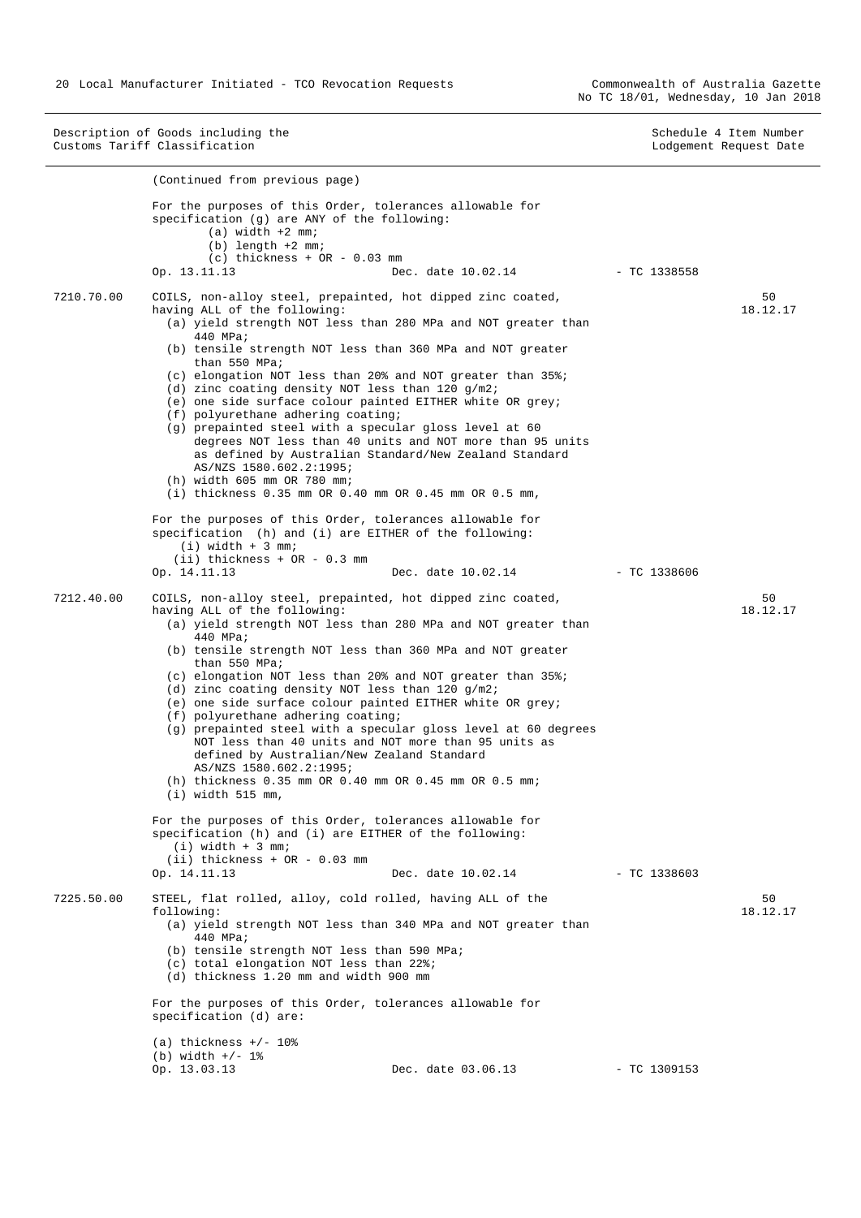| Description of Goods including the Customs Tariff Classification | | Schedule 4 Item Number Lodgement Request Date |
|---|---|---|

(Continued from previous page)

For the purposes of this Order, tolerances allowable for specification (g) are ANY of the following:

(a) width +2 mm;
(b) length +2 mm;
(c) thickness + OR - 0.03 mm

Op. 13.11.13 Dec. date 10.02.14 - TC 1338558

---

**7210.70.00** — 50 — 18.12.17

COILS, non-alloy steel, prepainted, hot dipped zinc coated, having ALL of the following:

(a) yield strength NOT less than 280 MPa and NOT greater than 440 MPa;
(b) tensile strength NOT less than 360 MPa and NOT greater than 550 MPa;
(c) elongation NOT less than 20% and NOT greater than 35%;
(d) zinc coating density NOT less than 120 g/m2;
(e) one side surface colour painted EITHER white OR grey;
(f) polyurethane adhering coating;
(g) prepainted steel with a specular gloss level at 60 degrees NOT less than 40 units and NOT more than 95 units as defined by Australian Standard/New Zealand Standard AS/NZS 1580.602.2:1995;
(h) width 605 mm OR 780 mm;
(i) thickness 0.35 mm OR 0.40 mm OR 0.45 mm OR 0.5 mm,

For the purposes of this Order, tolerances allowable for specification (h) and (i) are EITHER of the following:

(i) width + 3 mm;
(ii) thickness + OR - 0.3 mm

Op. 14.11.13 Dec. date 10.02.14 - TC 1338606

---

**7212.40.00** — 50 — 18.12.17

COILS, non-alloy steel, prepainted, hot dipped zinc coated, having ALL of the following:

(a) yield strength NOT less than 280 MPa and NOT greater than 440 MPa;
(b) tensile strength NOT less than 360 MPa and NOT greater than 550 MPa;
(c) elongation NOT less than 20% and NOT greater than 35%;
(d) zinc coating density NOT less than 120 g/m2;
(e) one side surface colour painted EITHER white OR grey;
(f) polyurethane adhering coating;
(g) prepainted steel with a specular gloss level at 60 degrees NOT less than 40 units and NOT more than 95 units as defined by Australian/New Zealand Standard AS/NZS 1580.602.2:1995;
(h) thickness 0.35 mm OR 0.40 mm OR 0.45 mm OR 0.5 mm;
(i) width 515 mm,

For the purposes of this Order, tolerances allowable for specification (h) and (i) are EITHER of the following:

(i) width + 3 mm;
(ii) thickness + OR - 0.03 mm

Op. 14.11.13 Dec. date 10.02.14 - TC 1338603

---

**7225.50.00** — 50 — 18.12.17

STEEL, flat rolled, alloy, cold rolled, having ALL of the following:

(a) yield strength NOT less than 340 MPa and NOT greater than 440 MPa;
(b) tensile strength NOT less than 590 MPa;
(c) total elongation NOT less than 22%;
(d) thickness 1.20 mm and width 900 mm

For the purposes of this Order, tolerances allowable for specification (d) are:

(a) thickness +/- 10%
(b) width +/- 1%

Op. 13.03.13 Dec. date 03.06.13 - TC 1309153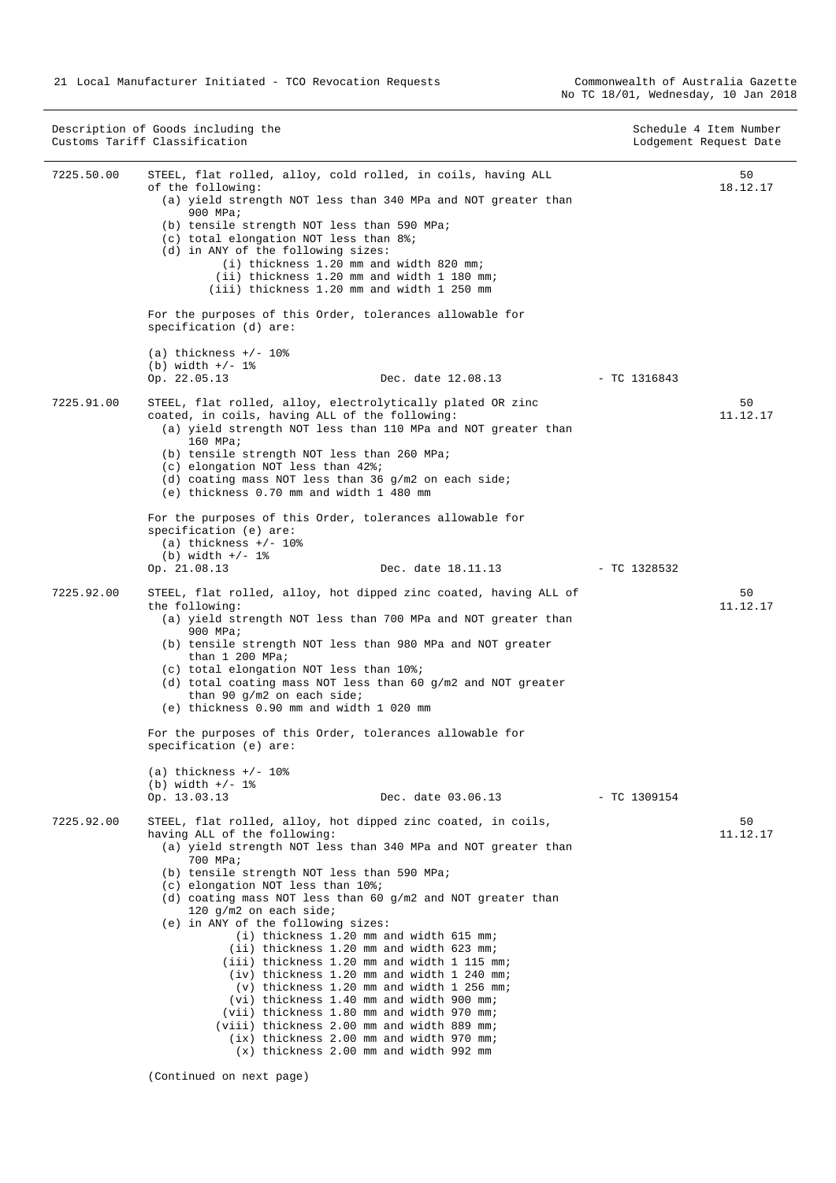| Description of Goods including the Customs Tariff Classification | | Schedule 4 Item Number Lodgement Request Date |
|---|---|---|
| 7225.50.00 | STEEL, flat rolled, alloy, cold rolled, in coils, having ALL of the following:<br>(a) yield strength NOT less than 340 MPa and NOT greater than 900 MPa;<br>(b) tensile strength NOT less than 590 MPa;<br>(c) total elongation NOT less than 8%;<br>(d) in ANY of the following sizes:<br>(i) thickness 1.20 mm and width 820 mm;<br>(ii) thickness 1.20 mm and width 1 180 mm;<br>(iii) thickness 1.20 mm and width 1 250 mm<br><br>For the purposes of this Order, tolerances allowable for specification (d) are:<br><br>(a) thickness +/- 10%<br>(b) width +/- 1%<br>Op. 22.05.13 Dec. date 12.08.13 - TC 1316843 | 50<br>18.12.17 |
| 7225.91.00 | STEEL, flat rolled, alloy, electrolytically plated OR zinc coated, in coils, having ALL of the following:<br>(a) yield strength NOT less than 110 MPa and NOT greater than 160 MPa;<br>(b) tensile strength NOT less than 260 MPa;<br>(c) elongation NOT less than 42%;<br>(d) coating mass NOT less than 36 g/m2 on each side;<br>(e) thickness 0.70 mm and width 1 480 mm<br><br>For the purposes of this Order, tolerances allowable for specification (e) are:<br>(a) thickness +/- 10%<br>(b) width +/- 1%<br>Op. 21.08.13 Dec. date 18.11.13 - TC 1328532 | 50<br>11.12.17 |
| 7225.92.00 | STEEL, flat rolled, alloy, hot dipped zinc coated, having ALL of the following:<br>(a) yield strength NOT less than 700 MPa and NOT greater than 900 MPa;<br>(b) tensile strength NOT less than 980 MPa and NOT greater than 1 200 MPa;<br>(c) total elongation NOT less than 10%;<br>(d) total coating mass NOT less than 60 g/m2 and NOT greater than 90 g/m2 on each side;<br>(e) thickness 0.90 mm and width 1 020 mm<br><br>For the purposes of this Order, tolerances allowable for specification (e) are:<br><br>(a) thickness +/- 10%<br>(b) width +/- 1%<br>Op. 13.03.13 Dec. date 03.06.13 - TC 1309154 | 50<br>11.12.17 |
| 7225.92.00 | STEEL, flat rolled, alloy, hot dipped zinc coated, in coils, having ALL of the following:<br>(a) yield strength NOT less than 340 MPa and NOT greater than 700 MPa;<br>(b) tensile strength NOT less than 590 MPa;<br>(c) elongation NOT less than 10%;<br>(d) coating mass NOT less than 60 g/m2 and NOT greater than 120 g/m2 on each side;<br>(e) in ANY of the following sizes:<br>(i) thickness 1.20 mm and width 615 mm;<br>(ii) thickness 1.20 mm and width 623 mm;<br>(iii) thickness 1.20 mm and width 1 115 mm;<br>(iv) thickness 1.20 mm and width 1 240 mm;<br>(v) thickness 1.20 mm and width 1 256 mm;<br>(vi) thickness 1.40 mm and width 900 mm;<br>(vii) thickness 1.80 mm and width 970 mm;<br>(viii) thickness 2.00 mm and width 889 mm;<br>(ix) thickness 2.00 mm and width 970 mm;<br>(x) thickness 2.00 mm and width 992 mm<br><br>(Continued on next page) | 50<br>11.12.17 |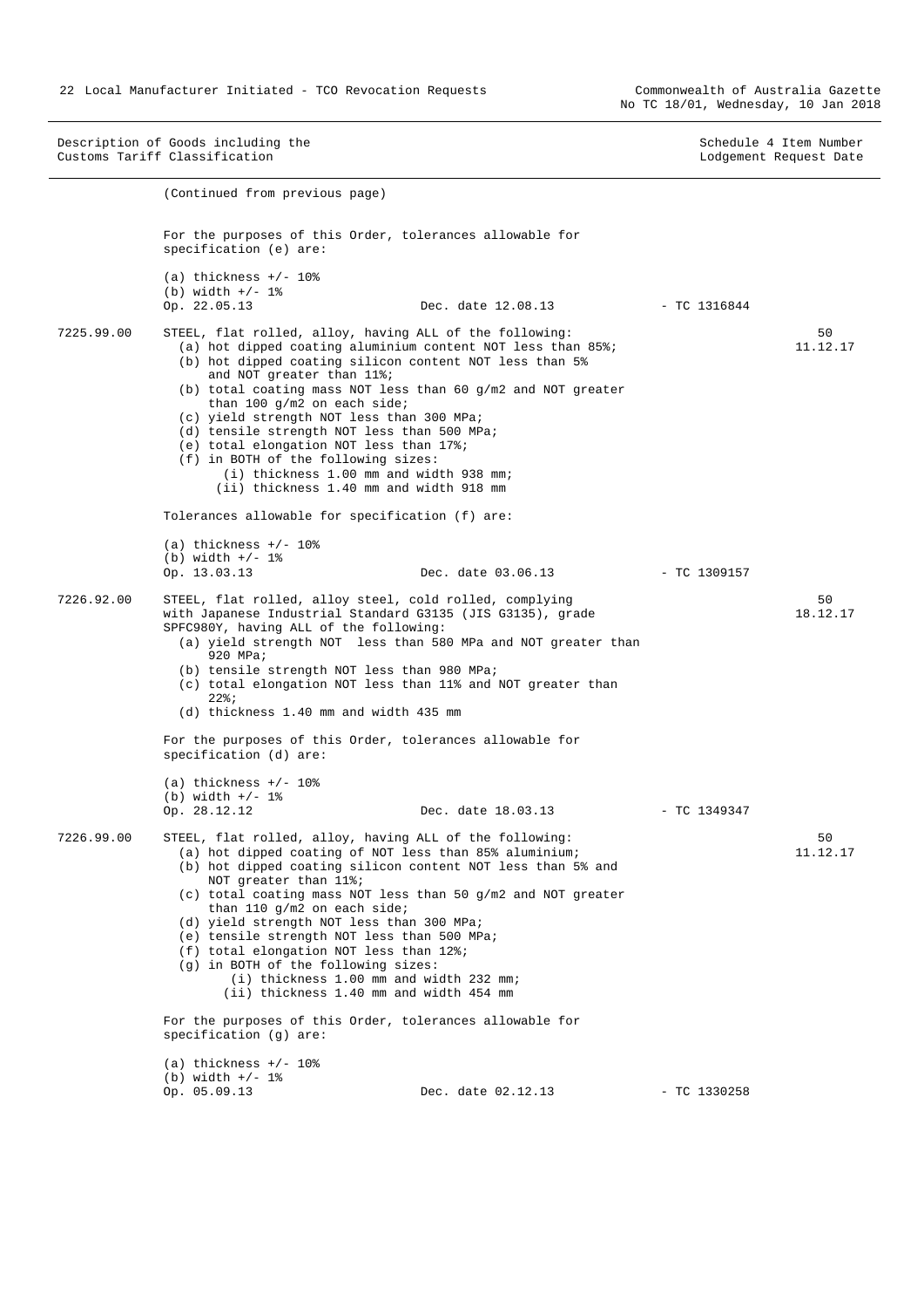| Description of Goods including the Customs Tariff Classification | | | Schedule 4 Item Number Lodgement Request Date |
|---|---|---|---|

(Continued from previous page)

For the purposes of this Order, tolerances allowable for specification (e) are:

(a) thickness +/- 10%
(b) width +/- 1%
Op. 22.05.13 Dec. date 12.08.13 - TC 1316844

**7225.99.00** STEEL, flat rolled, alloy, having ALL of the following: **50** **11.12.17**
- (a) hot dipped coating aluminium content NOT less than 85%;
- (b) hot dipped coating silicon content NOT less than 5% and NOT greater than 11%;
- (b) total coating mass NOT less than 60 g/m2 and NOT greater than 100 g/m2 on each side;
- (c) yield strength NOT less than 300 MPa;
- (d) tensile strength NOT less than 500 MPa;
- (e) total elongation NOT less than 17%;
- (f) in BOTH of the following sizes:
  - (i) thickness 1.00 mm and width 938 mm;
  - (ii) thickness 1.40 mm and width 918 mm

Tolerances allowable for specification (f) are:

(a) thickness +/- 10%
(b) width +/- 1%
Op. 13.03.13 Dec. date 03.06.13 - TC 1309157

**7226.92.00** STEEL, flat rolled, alloy steel, cold rolled, complying with Japanese Industrial Standard G3135 (JIS G3135), grade SPFC980Y, having ALL of the following: **50** **18.12.17**
- (a) yield strength NOT less than 580 MPa and NOT greater than 920 MPa;
- (b) tensile strength NOT less than 980 MPa;
- (c) total elongation NOT less than 11% and NOT greater than 22%;
- (d) thickness 1.40 mm and width 435 mm

For the purposes of this Order, tolerances allowable for specification (d) are:

(a) thickness +/- 10%
(b) width +/- 1%
Op. 28.12.12 Dec. date 18.03.13 - TC 1349347

**7226.99.00** STEEL, flat rolled, alloy, having ALL of the following: **50** **11.12.17**
- (a) hot dipped coating of NOT less than 85% aluminium;
- (b) hot dipped coating silicon content NOT less than 5% and NOT greater than 11%;
- (c) total coating mass NOT less than 50 g/m2 and NOT greater than 110 g/m2 on each side;
- (d) yield strength NOT less than 300 MPa;
- (e) tensile strength NOT less than 500 MPa;
- (f) total elongation NOT less than 12%;
- (g) in BOTH of the following sizes:
  - (i) thickness 1.00 mm and width 232 mm;
  - (ii) thickness 1.40 mm and width 454 mm

For the purposes of this Order, tolerances allowable for specification (g) are:

(a) thickness +/- 10%
(b) width +/- 1%
Op. 05.09.13 Dec. date 02.12.13 - TC 1330258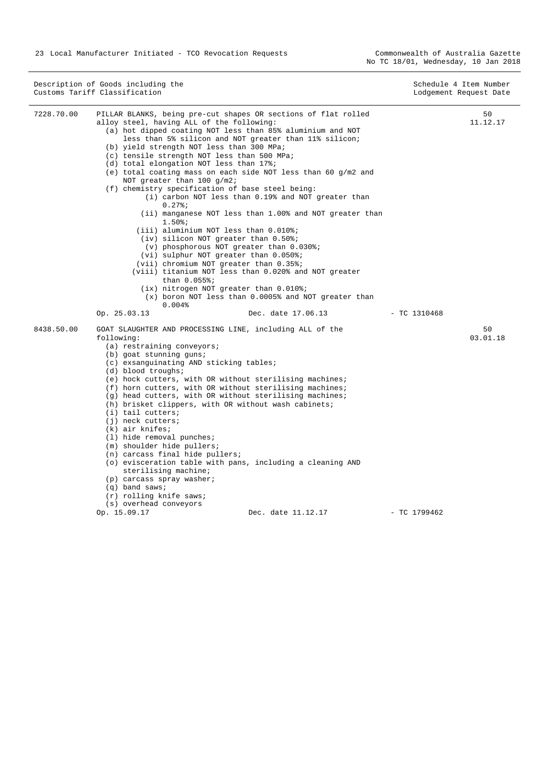| Description of Goods including the Customs Tariff Classification | | Schedule 4 Item Number Lodgement Request Date |
|---|---|---|
| 7228.70.00 | PILLAR BLANKS, being pre-cut shapes OR sections of flat rolled alloy steel, having ALL of the following:<br>(a) hot dipped coating NOT less than 85% aluminium and NOT less than 5% silicon and NOT greater than 11% silicon;<br>(b) yield strength NOT less than 300 MPa;<br>(c) tensile strength NOT less than 500 MPa;<br>(d) total elongation NOT less than 17%;<br>(e) total coating mass on each side NOT less than 60 g/m2 and NOT greater than 100 g/m2;<br>(f) chemistry specification of base steel being:<br>(i) carbon NOT less than 0.19% and NOT greater than 0.27%;<br>(ii) manganese NOT less than 1.00% and NOT greater than 1.50%;<br>(iii) aluminium NOT less than 0.010%;<br>(iv) silicon NOT greater than 0.50%;<br>(v) phosphorous NOT greater than 0.030%;<br>(vi) sulphur NOT greater than 0.050%;<br>(vii) chromium NOT greater than 0.35%;<br>(viii) titanium NOT less than 0.020% and NOT greater than 0.055%;<br>(ix) nitrogen NOT greater than 0.010%;<br>(x) boron NOT less than 0.0005% and NOT greater than 0.004%<br>Op. 25.03.13 Dec. date 17.06.13 - TC 1310468 | 50<br>11.12.17 |
| 8438.50.00 | GOAT SLAUGHTER AND PROCESSING LINE, including ALL of the following:<br>(a) restraining conveyors;<br>(b) goat stunning guns;<br>(c) exsanguinating AND sticking tables;<br>(d) blood troughs;<br>(e) hock cutters, with OR without sterilising machines;<br>(f) horn cutters, with OR without sterilising machines;<br>(g) head cutters, with OR without sterilising machines;<br>(h) brisket clippers, with OR without wash cabinets;<br>(i) tail cutters;<br>(j) neck cutters;<br>(k) air knifes;<br>(l) hide removal punches;<br>(m) shoulder hide pullers;<br>(n) carcass final hide pullers;<br>(o) evisceration table with pans, including a cleaning AND sterilising machine;<br>(p) carcass spray washer;<br>(q) band saws;<br>(r) rolling knife saws;<br>(s) overhead conveyors<br>Op. 15.09.17 Dec. date 11.12.17 - TC 1799462 | 50<br>03.01.18 |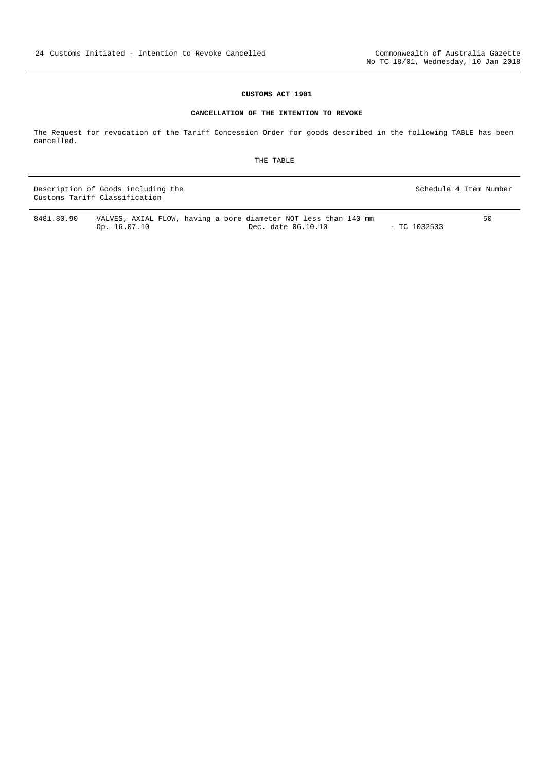## CUSTOMS ACT 1901

### CANCELLATION OF THE INTENTION TO REVOKE

The Request for revocation of the Tariff Concession Order for goods described in the following TABLE has been cancelled.

THE TABLE

| Description of Goods including the Customs Tariff Classification | | | | Schedule 4 Item Number |
|---|---|---|---|---|
| 8481.80.90 | VALVES, AXIAL FLOW, having a bore diameter NOT less than 140 mm | | | 50 |
| | Op. 16.07.10 | Dec. date 06.10.10 | - TC 1032533 | |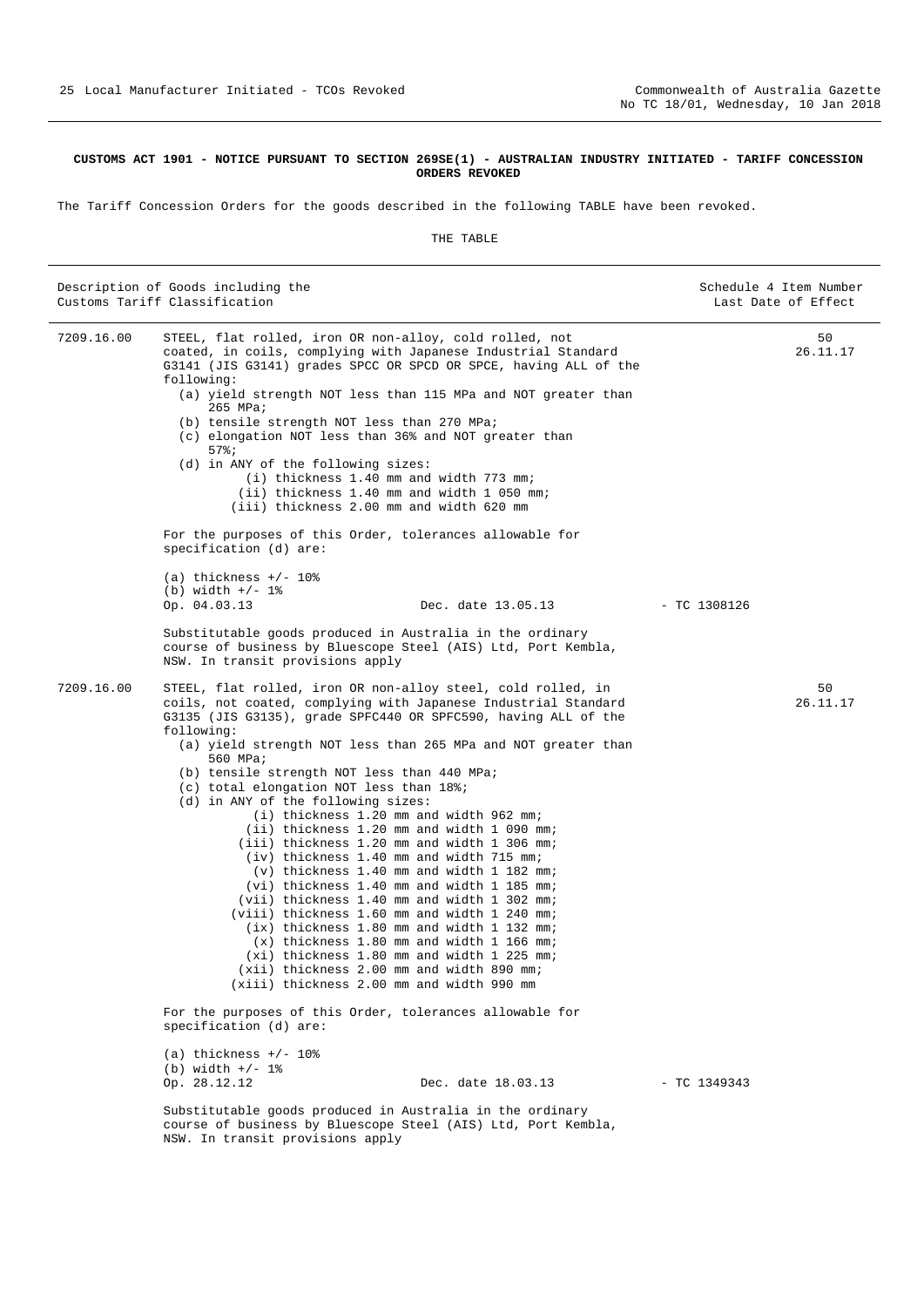**CUSTOMS ACT 1901 - NOTICE PURSUANT TO SECTION 269SE(1) - AUSTRALIAN INDUSTRY INITIATED - TARIFF CONCESSION ORDERS REVOKED**

The Tariff Concession Orders for the goods described in the following TABLE have been revoked.

THE TABLE

| Description of Goods including the Customs Tariff Classification | | Schedule 4 Item Number Last Date of Effect |
|---|---|---|
| 7209.16.00 | STEEL, flat rolled, iron OR non-alloy, cold rolled, not coated, in coils, complying with Japanese Industrial Standard G3141 (JIS G3141) grades SPCC OR SPCD OR SPCE, having ALL of the following:<br>(a) yield strength NOT less than 115 MPa and NOT greater than 265 MPa;<br>(b) tensile strength NOT less than 270 MPa;<br>(c) elongation NOT less than 36% and NOT greater than 57%;<br>(d) in ANY of the following sizes:<br>(i) thickness 1.40 mm and width 773 mm;<br>(ii) thickness 1.40 mm and width 1 050 mm;<br>(iii) thickness 2.00 mm and width 620 mm<br><br>For the purposes of this Order, tolerances allowable for specification (d) are:<br><br>(a) thickness +/- 10%<br>(b) width +/- 1%<br>Op. 04.03.13 Dec. date 13.05.13 - TC 1308126<br><br>Substitutable goods produced in Australia in the ordinary course of business by Bluescope Steel (AIS) Ltd, Port Kembla, NSW. In transit provisions apply | 50<br>26.11.17 |
| 7209.16.00 | STEEL, flat rolled, iron OR non-alloy steel, cold rolled, in coils, not coated, complying with Japanese Industrial Standard G3135 (JIS G3135), grade SPFC440 OR SPFC590, having ALL of the following:<br>(a) yield strength NOT less than 265 MPa and NOT greater than 560 MPa;<br>(b) tensile strength NOT less than 440 MPa;<br>(c) total elongation NOT less than 18%;<br>(d) in ANY of the following sizes:<br>(i) thickness 1.20 mm and width 962 mm;<br>(ii) thickness 1.20 mm and width 1 090 mm;<br>(iii) thickness 1.20 mm and width 1 306 mm;<br>(iv) thickness 1.40 mm and width 715 mm;<br>(v) thickness 1.40 mm and width 1 182 mm;<br>(vi) thickness 1.40 mm and width 1 185 mm;<br>(vii) thickness 1.40 mm and width 1 302 mm;<br>(viii) thickness 1.60 mm and width 1 240 mm;<br>(ix) thickness 1.80 mm and width 1 132 mm;<br>(x) thickness 1.80 mm and width 1 166 mm;<br>(xi) thickness 1.80 mm and width 1 225 mm;<br>(xii) thickness 2.00 mm and width 890 mm;<br>(xiii) thickness 2.00 mm and width 990 mm<br><br>For the purposes of this Order, tolerances allowable for specification (d) are:<br><br>(a) thickness +/- 10%<br>(b) width +/- 1%<br>Op. 28.12.12 Dec. date 18.03.13 - TC 1349343<br><br>Substitutable goods produced in Australia in the ordinary course of business by Bluescope Steel (AIS) Ltd, Port Kembla, NSW. In transit provisions apply | 50<br>26.11.17 |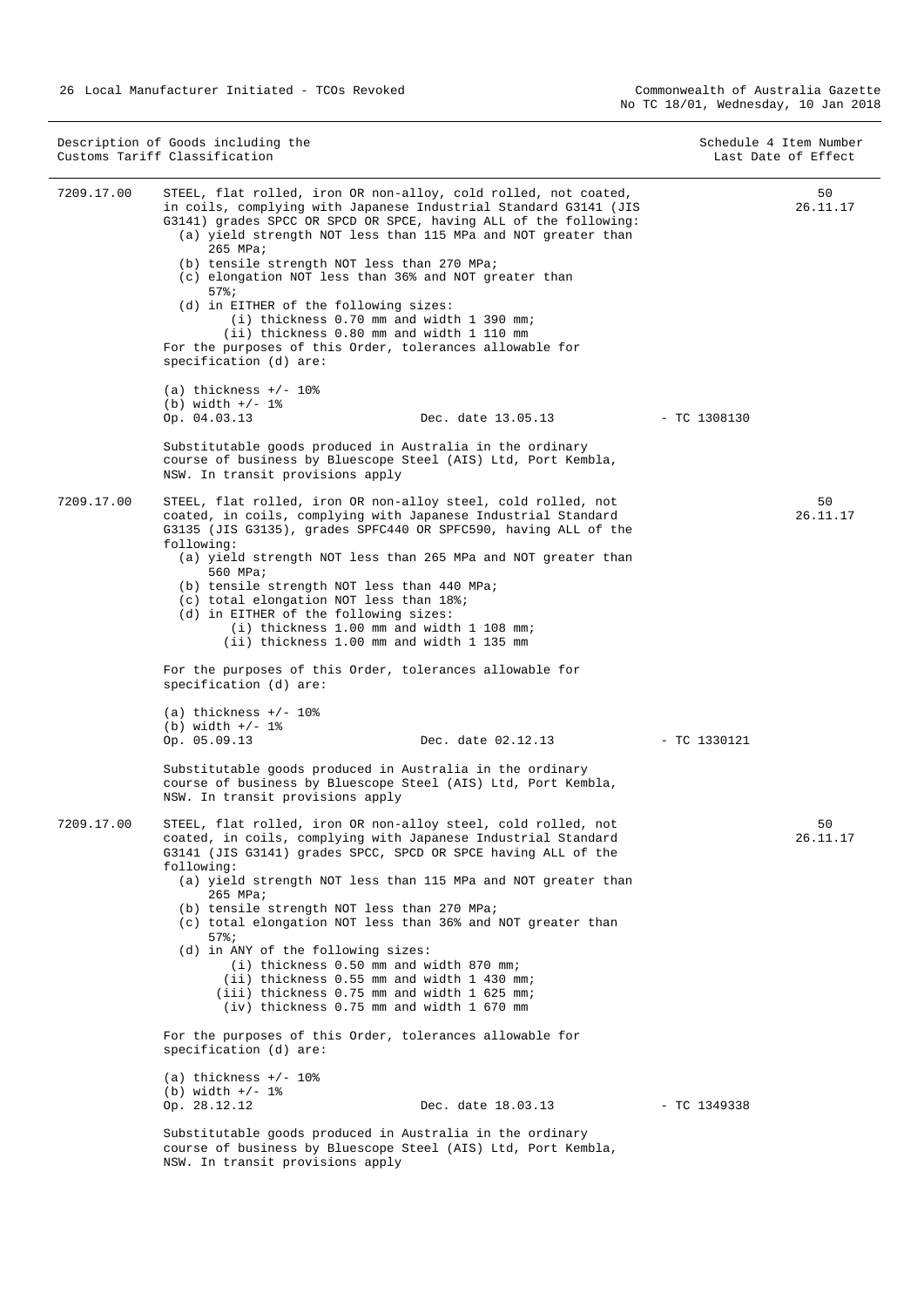| Description of Goods including the Customs Tariff Classification | | | Schedule 4 Item Number Last Date of Effect |
|---|---|---|---|

**7209.17.00** STEEL, flat rolled, iron OR non-alloy, cold rolled, not coated, in coils, complying with Japanese Industrial Standard G3141 (JIS G3141) grades SPCC OR SPCD OR SPCE, having ALL of the following:

(a) yield strength NOT less than 115 MPa and NOT greater than 265 MPa;
(b) tensile strength NOT less than 270 MPa;
(c) elongation NOT less than 36% and NOT greater than 57%;
(d) in EITHER of the following sizes:
  (i) thickness 0.70 mm and width 1 390 mm;
  (ii) thickness 0.80 mm and width 1 110 mm

For the purposes of this Order, tolerances allowable for specification (d) are:

(a) thickness +/- 10%
(b) width +/- 1%

Op. 04.03.13 — Dec. date 13.05.13 — TC 1308130 — 50 — 26.11.17

Substitutable goods produced in Australia in the ordinary course of business by Bluescope Steel (AIS) Ltd, Port Kembla, NSW. In transit provisions apply

**7209.17.00** STEEL, flat rolled, iron OR non-alloy steel, cold rolled, not coated, in coils, complying with Japanese Industrial Standard G3135 (JIS G3135), grades SPFC440 OR SPFC590, having ALL of the following:

(a) yield strength NOT less than 265 MPa and NOT greater than 560 MPa;
(b) tensile strength NOT less than 440 MPa;
(c) total elongation NOT less than 18%;
(d) in EITHER of the following sizes:
  (i) thickness 1.00 mm and width 1 108 mm;
  (ii) thickness 1.00 mm and width 1 135 mm

For the purposes of this Order, tolerances allowable for specification (d) are:

(a) thickness +/- 10%
(b) width +/- 1%

Op. 05.09.13 — Dec. date 02.12.13 — TC 1330121 — 50 — 26.11.17

Substitutable goods produced in Australia in the ordinary course of business by Bluescope Steel (AIS) Ltd, Port Kembla, NSW. In transit provisions apply

**7209.17.00** STEEL, flat rolled, iron OR non-alloy steel, cold rolled, not coated, in coils, complying with Japanese Industrial Standard G3141 (JIS G3141) grades SPCC, SPCD OR SPCE having ALL of the following:

(a) yield strength NOT less than 115 MPa and NOT greater than 265 MPa;
(b) tensile strength NOT less than 270 MPa;
(c) total elongation NOT less than 36% and NOT greater than 57%;
(d) in ANY of the following sizes:
  (i) thickness 0.50 mm and width 870 mm;
  (ii) thickness 0.55 mm and width 1 430 mm;
  (iii) thickness 0.75 mm and width 1 625 mm;
  (iv) thickness 0.75 mm and width 1 670 mm

For the purposes of this Order, tolerances allowable for specification (d) are:

(a) thickness +/- 10%
(b) width +/- 1%

Op. 28.12.12 — Dec. date 18.03.13 — TC 1349338 — 50 — 26.11.17

Substitutable goods produced in Australia in the ordinary course of business by Bluescope Steel (AIS) Ltd, Port Kembla, NSW. In transit provisions apply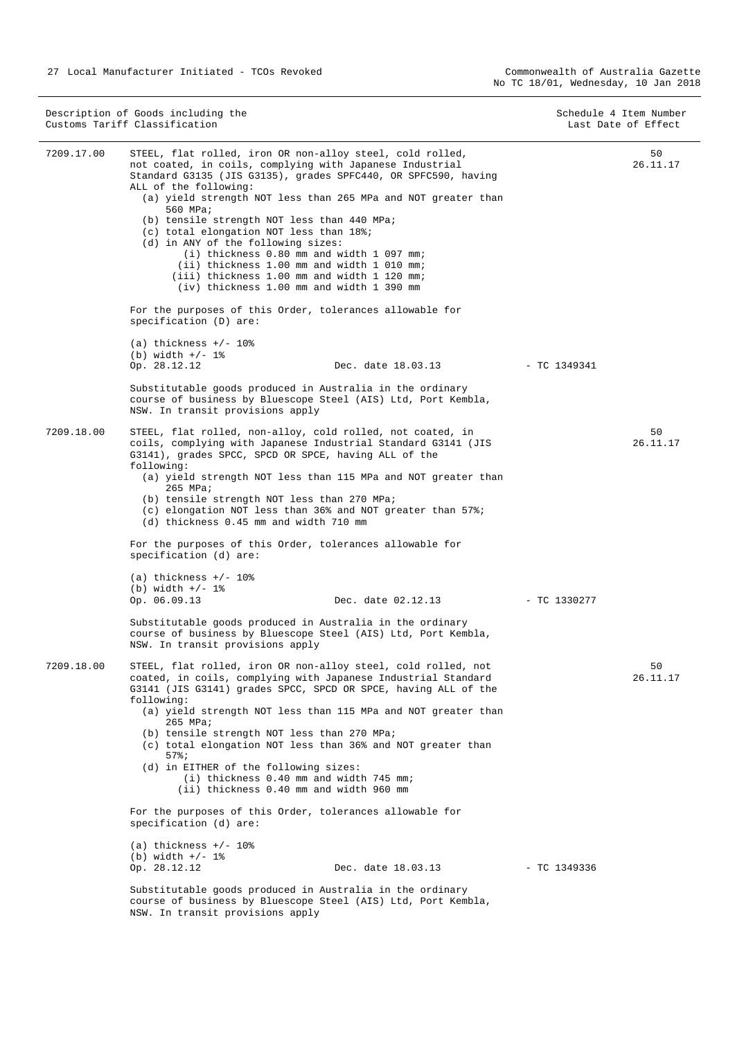| Description of Goods including the Customs Tariff Classification | | | Schedule 4 Item Number Last Date of Effect |
|---|---|---|---|
| 7209.17.00 | STEEL, flat rolled, iron OR non-alloy steel, cold rolled, not coated, in coils, complying with Japanese Industrial Standard G3135 (JIS G3135), grades SPFC440, OR SPFC590, having ALL of the following:<br>(a) yield strength NOT less than 265 MPa and NOT greater than 560 MPa;<br>(b) tensile strength NOT less than 440 MPa;<br>(c) total elongation NOT less than 18%;<br>(d) in ANY of the following sizes:<br>(i) thickness 0.80 mm and width 1 097 mm;<br>(ii) thickness 1.00 mm and width 1 010 mm;<br>(iii) thickness 1.00 mm and width 1 120 mm;<br>(iv) thickness 1.00 mm and width 1 390 mm<br><br>For the purposes of this Order, tolerances allowable for specification (D) are:<br><br>(a) thickness +/- 10%<br>(b) width +/- 1%<br>Op. 28.12.12 Dec. date 18.03.13<br><br>Substitutable goods produced in Australia in the ordinary course of business by Bluescope Steel (AIS) Ltd, Port Kembla, NSW. In transit provisions apply | - TC 1349341 | 50<br>26.11.17 |
| 7209.18.00 | STEEL, flat rolled, non-alloy, cold rolled, not coated, in coils, complying with Japanese Industrial Standard G3141 (JIS G3141), grades SPCC, SPCD OR SPCE, having ALL of the following:<br>(a) yield strength NOT less than 115 MPa and NOT greater than 265 MPa;<br>(b) tensile strength NOT less than 270 MPa;<br>(c) elongation NOT less than 36% and NOT greater than 57%;<br>(d) thickness 0.45 mm and width 710 mm<br><br>For the purposes of this Order, tolerances allowable for specification (d) are:<br><br>(a) thickness +/- 10%<br>(b) width +/- 1%<br>Op. 06.09.13 Dec. date 02.12.13<br><br>Substitutable goods produced in Australia in the ordinary course of business by Bluescope Steel (AIS) Ltd, Port Kembla, NSW. In transit provisions apply | - TC 1330277 | 50<br>26.11.17 |
| 7209.18.00 | STEEL, flat rolled, iron OR non-alloy steel, cold rolled, not coated, in coils, complying with Japanese Industrial Standard G3141 (JIS G3141) grades SPCC, SPCD OR SPCE, having ALL of the following:<br>(a) yield strength NOT less than 115 MPa and NOT greater than 265 MPa;<br>(b) tensile strength NOT less than 270 MPa;<br>(c) total elongation NOT less than 36% and NOT greater than 57%;<br>(d) in EITHER of the following sizes:<br>(i) thickness 0.40 mm and width 745 mm;<br>(ii) thickness 0.40 mm and width 960 mm<br><br>For the purposes of this Order, tolerances allowable for specification (d) are:<br><br>(a) thickness +/- 10%<br>(b) width +/- 1%<br>Op. 28.12.12 Dec. date 18.03.13<br><br>Substitutable goods produced in Australia in the ordinary course of business by Bluescope Steel (AIS) Ltd, Port Kembla, NSW. In transit provisions apply | - TC 1349336 | 50<br>26.11.17 |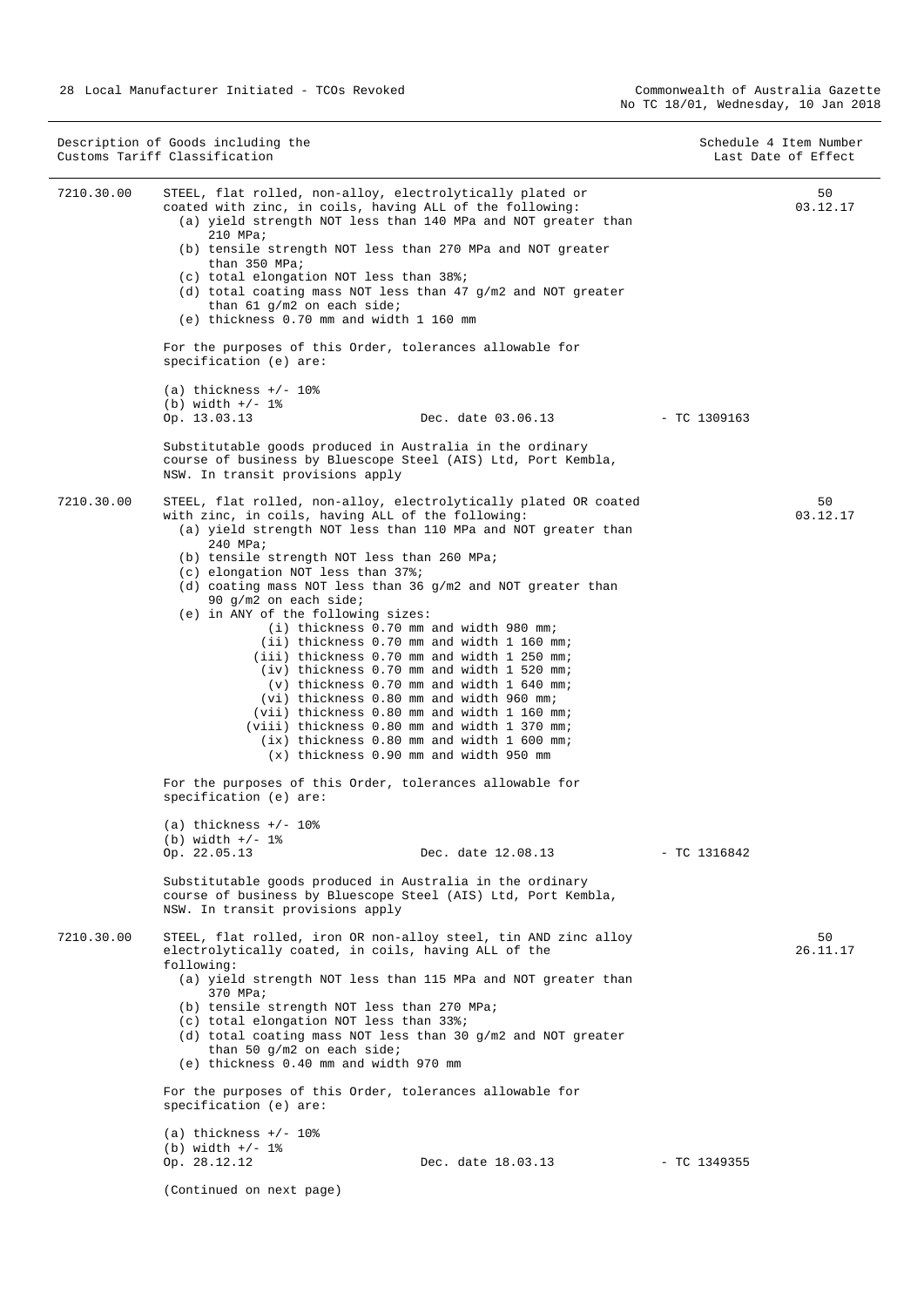| Description of Goods including the Customs Tariff Classification | | Schedule 4 Item Number Last Date of Effect |
|---|---|---|
| 7210.30.00 | STEEL, flat rolled, non-alloy, electrolytically plated or coated with zinc, in coils, having ALL of the following:<br>(a) yield strength NOT less than 140 MPa and NOT greater than 210 MPa;<br>(b) tensile strength NOT less than 270 MPa and NOT greater than 350 MPa;<br>(c) total elongation NOT less than 38%;<br>(d) total coating mass NOT less than 47 g/m2 and NOT greater than 61 g/m2 on each side;<br>(e) thickness 0.70 mm and width 1 160 mm<br><br>For the purposes of this Order, tolerances allowable for specification (e) are:<br><br>(a) thickness +/- 10%<br>(b) width +/- 1%<br>Op. 13.03.13 Dec. date 03.06.13 - TC 1309163<br><br>Substitutable goods produced in Australia in the ordinary course of business by Bluescope Steel (AIS) Ltd, Port Kembla, NSW. In transit provisions apply | 50<br>03.12.17 |
| 7210.30.00 | STEEL, flat rolled, non-alloy, electrolytically plated OR coated with zinc, in coils, having ALL of the following:<br>(a) yield strength NOT less than 110 MPa and NOT greater than 240 MPa;<br>(b) tensile strength NOT less than 260 MPa;<br>(c) elongation NOT less than 37%;<br>(d) coating mass NOT less than 36 g/m2 and NOT greater than 90 g/m2 on each side;<br>(e) in ANY of the following sizes:<br>(i) thickness 0.70 mm and width 980 mm;<br>(ii) thickness 0.70 mm and width 1 160 mm;<br>(iii) thickness 0.70 mm and width 1 250 mm;<br>(iv) thickness 0.70 mm and width 1 520 mm;<br>(v) thickness 0.70 mm and width 1 640 mm;<br>(vi) thickness 0.80 mm and width 960 mm;<br>(vii) thickness 0.80 mm and width 1 160 mm;<br>(viii) thickness 0.80 mm and width 1 370 mm;<br>(ix) thickness 0.80 mm and width 1 600 mm;<br>(x) thickness 0.90 mm and width 950 mm<br><br>For the purposes of this Order, tolerances allowable for specification (e) are:<br><br>(a) thickness +/- 10%<br>(b) width +/- 1%<br>Op. 22.05.13 Dec. date 12.08.13 - TC 1316842<br><br>Substitutable goods produced in Australia in the ordinary course of business by Bluescope Steel (AIS) Ltd, Port Kembla, NSW. In transit provisions apply | 50<br>03.12.17 |
| 7210.30.00 | STEEL, flat rolled, iron OR non-alloy steel, tin AND zinc alloy electrolytically coated, in coils, having ALL of the following:<br>(a) yield strength NOT less than 115 MPa and NOT greater than 370 MPa;<br>(b) tensile strength NOT less than 270 MPa;<br>(c) total elongation NOT less than 33%;<br>(d) total coating mass NOT less than 30 g/m2 and NOT greater than 50 g/m2 on each side;<br>(e) thickness 0.40 mm and width 970 mm<br><br>For the purposes of this Order, tolerances allowable for specification (e) are:<br><br>(a) thickness +/- 10%<br>(b) width +/- 1%<br>Op. 28.12.12 Dec. date 18.03.13 - TC 1349355<br><br>(Continued on next page) | 50<br>26.11.17 |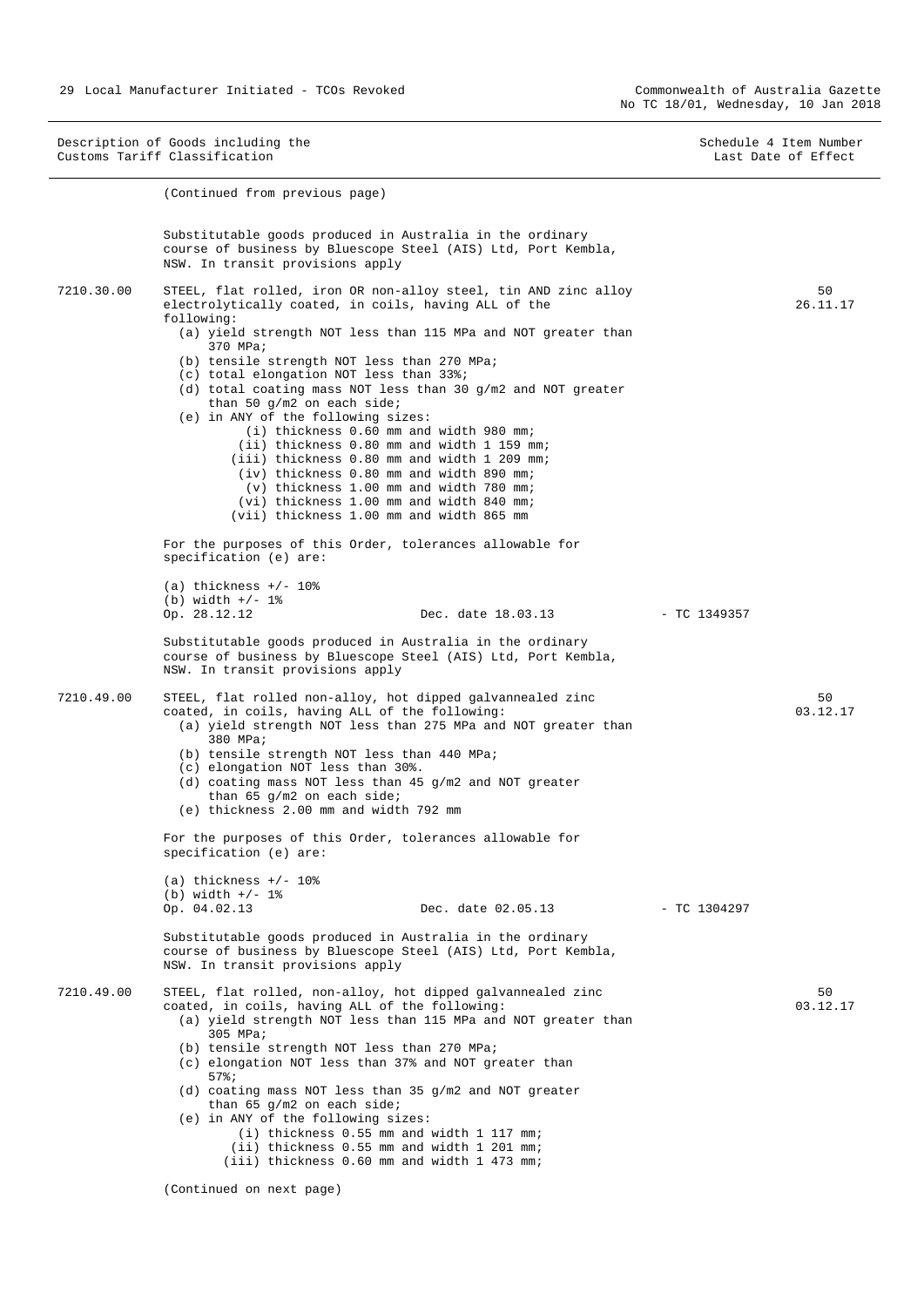| Description of Goods including the Customs Tariff Classification | | Schedule 4 Item Number Last Date of Effect |
|---|---|---|

(Continued from previous page)

Substitutable goods produced in Australia in the ordinary course of business by Bluescope Steel (AIS) Ltd, Port Kembla, NSW. In transit provisions apply

**7210.30.00** — STEEL, flat rolled, iron OR non-alloy steel, tin AND zinc alloy electrolytically coated, in coils, having ALL of the following: — **50** — 26.11.17

- (a) yield strength NOT less than 115 MPa and NOT greater than 370 MPa;
- (b) tensile strength NOT less than 270 MPa;
- (c) total elongation NOT less than 33%;
- (d) total coating mass NOT less than 30 g/m2 and NOT greater than 50 g/m2 on each side;
- (e) in ANY of the following sizes:
  - (i) thickness 0.60 mm and width 980 mm;
  - (ii) thickness 0.80 mm and width 1 159 mm;
  - (iii) thickness 0.80 mm and width 1 209 mm;
  - (iv) thickness 0.80 mm and width 890 mm;
  - (v) thickness 1.00 mm and width 780 mm;
  - (vi) thickness 1.00 mm and width 840 mm;
  - (vii) thickness 1.00 mm and width 865 mm

For the purposes of this Order, tolerances allowable for specification (e) are:

(a) thickness +/- 10%
(b) width +/- 1%
Op. 28.12.12 Dec. date 18.03.13 - TC 1349357

Substitutable goods produced in Australia in the ordinary course of business by Bluescope Steel (AIS) Ltd, Port Kembla, NSW. In transit provisions apply

**7210.49.00** — STEEL, flat rolled non-alloy, hot dipped galvannealed zinc coated, in coils, having ALL of the following: — **50** — 03.12.17

- (a) yield strength NOT less than 275 MPa and NOT greater than 380 MPa;
- (b) tensile strength NOT less than 440 MPa;
- (c) elongation NOT less than 30%.
- (d) coating mass NOT less than 45 g/m2 and NOT greater than 65 g/m2 on each side;
- (e) thickness 2.00 mm and width 792 mm

For the purposes of this Order, tolerances allowable for specification (e) are:

(a) thickness +/- 10%
(b) width +/- 1%
Op. 04.02.13 Dec. date 02.05.13 - TC 1304297

Substitutable goods produced in Australia in the ordinary course of business by Bluescope Steel (AIS) Ltd, Port Kembla, NSW. In transit provisions apply

**7210.49.00** — STEEL, flat rolled, non-alloy, hot dipped galvannealed zinc coated, in coils, having ALL of the following: — **50** — 03.12.17

- (a) yield strength NOT less than 115 MPa and NOT greater than 305 MPa;
- (b) tensile strength NOT less than 270 MPa;
- (c) elongation NOT less than 37% and NOT greater than 57%;
- (d) coating mass NOT less than 35 g/m2 and NOT greater than 65 g/m2 on each side;
- (e) in ANY of the following sizes:
  - (i) thickness 0.55 mm and width 1 117 mm;
  - (ii) thickness 0.55 mm and width 1 201 mm;
  - (iii) thickness 0.60 mm and width 1 473 mm;

(Continued on next page)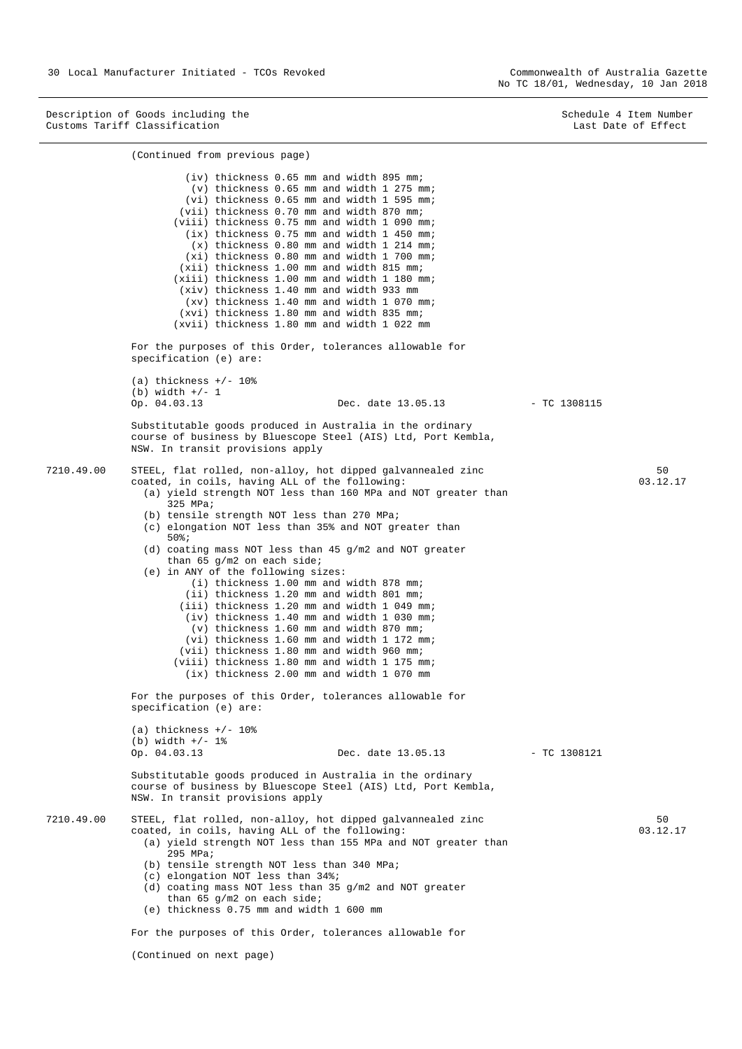Description of Goods including the Customs Tariff Classification — Schedule 4 Item Number / Last Date of Effect

(Continued from previous page)

(iv) thickness 0.65 mm and width 895 mm;
(v) thickness 0.65 mm and width 1 275 mm;
(vi) thickness 0.65 mm and width 1 595 mm;
(vii) thickness 0.70 mm and width 870 mm;
(viii) thickness 0.75 mm and width 1 090 mm;
(ix) thickness 0.75 mm and width 1 450 mm;
(x) thickness 0.80 mm and width 1 214 mm;
(xi) thickness 0.80 mm and width 1 700 mm;
(xii) thickness 1.00 mm and width 815 mm;
(xiii) thickness 1.00 mm and width 1 180 mm;
(xiv) thickness 1.40 mm and width 933 mm
(xv) thickness 1.40 mm and width 1 070 mm;
(xvi) thickness 1.80 mm and width 835 mm;
(xvii) thickness 1.80 mm and width 1 022 mm

For the purposes of this Order, tolerances allowable for specification (e) are:

(a) thickness +/- 10%
(b) width +/- 1
Op. 04.03.13 — Dec. date 13.05.13 — TC 1308115

Substitutable goods produced in Australia in the ordinary course of business by Bluescope Steel (AIS) Ltd, Port Kembla, NSW. In transit provisions apply

**7210.49.00** — 50 — 03.12.17

STEEL, flat rolled, non-alloy, hot dipped galvannealed zinc coated, in coils, having ALL of the following:
- (a) yield strength NOT less than 160 MPa and NOT greater than 325 MPa;
- (b) tensile strength NOT less than 270 MPa;
- (c) elongation NOT less than 35% and NOT greater than 50%;
- (d) coating mass NOT less than 45 g/m2 and NOT greater than 65 g/m2 on each side;
- (e) in ANY of the following sizes:
  - (i) thickness 1.00 mm and width 878 mm;
  - (ii) thickness 1.20 mm and width 801 mm;
  - (iii) thickness 1.20 mm and width 1 049 mm;
  - (iv) thickness 1.40 mm and width 1 030 mm;
  - (v) thickness 1.60 mm and width 870 mm;
  - (vi) thickness 1.60 mm and width 1 172 mm;
  - (vii) thickness 1.80 mm and width 960 mm;
  - (viii) thickness 1.80 mm and width 1 175 mm;
  - (ix) thickness 2.00 mm and width 1 070 mm

For the purposes of this Order, tolerances allowable for specification (e) are:

(a) thickness +/- 10%
(b) width +/- 1%
Op. 04.03.13 — Dec. date 13.05.13 — TC 1308121

Substitutable goods produced in Australia in the ordinary course of business by Bluescope Steel (AIS) Ltd, Port Kembla, NSW. In transit provisions apply

**7210.49.00** — 50 — 03.12.17

STEEL, flat rolled, non-alloy, hot dipped galvannealed zinc coated, in coils, having ALL of the following:
- (a) yield strength NOT less than 155 MPa and NOT greater than 295 MPa;
- (b) tensile strength NOT less than 340 MPa;
- (c) elongation NOT less than 34%;
- (d) coating mass NOT less than 35 g/m2 and NOT greater than 65 g/m2 on each side;
- (e) thickness 0.75 mm and width 1 600 mm

For the purposes of this Order, tolerances allowable for

(Continued on next page)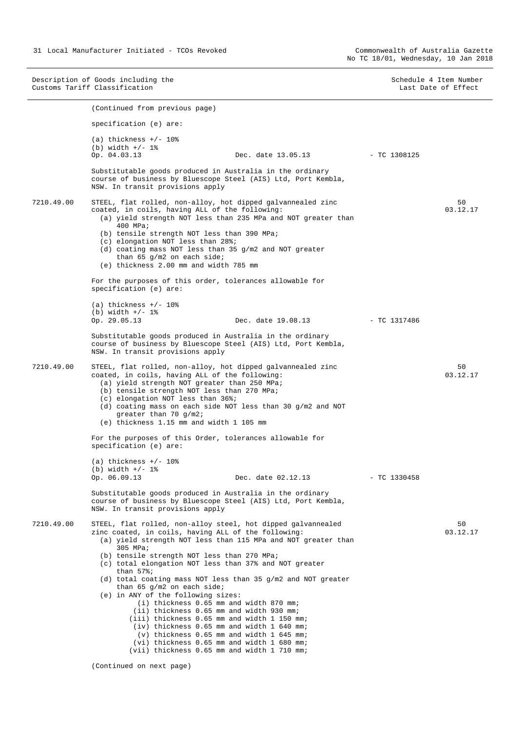| Description of Goods including the Customs Tariff Classification | | | Schedule 4 Item Number Last Date of Effect |
|---|---|---|---|

(Continued from previous page)

specification (e) are:

(a) thickness +/- 10%
(b) width +/- 1%
Op. 04.03.13 Dec. date 13.05.13 - TC 1308125

Substitutable goods produced in Australia in the ordinary course of business by Bluescope Steel (AIS) Ltd, Port Kembla, NSW. In transit provisions apply

**7210.49.00** — 50 — 03.12.17

STEEL, flat rolled, non-alloy, hot dipped galvannealed zinc coated, in coils, having ALL of the following:
- (a) yield strength NOT less than 235 MPa and NOT greater than 400 MPa;
- (b) tensile strength NOT less than 390 MPa;
- (c) elongation NOT less than 28%;
- (d) coating mass NOT less than 35 g/m2 and NOT greater than 65 g/m2 on each side;
- (e) thickness 2.00 mm and width 785 mm

For the purposes of this order, tolerances allowable for specification (e) are:

(a) thickness +/- 10%
(b) width +/- 1%
Op. 29.05.13 Dec. date 19.08.13 - TC 1317486

Substitutable goods produced in Australia in the ordinary course of business by Bluescope Steel (AIS) Ltd, Port Kembla, NSW. In transit provisions apply

**7210.49.00** — 50 — 03.12.17

STEEL, flat rolled, non-alloy, hot dipped galvannealed zinc coated, in coils, having ALL of the following:
- (a) yield strength NOT greater than 250 MPa;
- (b) tensile strength NOT less than 270 MPa;
- (c) elongation NOT less than 36%;
- (d) coating mass on each side NOT less than 30 g/m2 and NOT greater than 70 g/m2;
- (e) thickness 1.15 mm and width 1 105 mm

For the purposes of this Order, tolerances allowable for specification (e) are:

(a) thickness +/- 10%
(b) width +/- 1%
Op. 06.09.13 Dec. date 02.12.13 - TC 1330458

Substitutable goods produced in Australia in the ordinary course of business by Bluescope Steel (AIS) Ltd, Port Kembla, NSW. In transit provisions apply

**7210.49.00** — 50 — 03.12.17

STEEL, flat rolled, non-alloy steel, hot dipped galvannealed zinc coated, in coils, having ALL of the following:
- (a) yield strength NOT less than 115 MPa and NOT greater than 305 MPa;
- (b) tensile strength NOT less than 270 MPa;
- (c) total elongation NOT less than 37% and NOT greater than 57%;
- (d) total coating mass NOT less than 35 g/m2 and NOT greater than 65 g/m2 on each side;
- (e) in ANY of the following sizes:
  - (i) thickness 0.65 mm and width 870 mm;
  - (ii) thickness 0.65 mm and width 930 mm;
  - (iii) thickness 0.65 mm and width 1 150 mm;
  - (iv) thickness 0.65 mm and width 1 640 mm;
  - (v) thickness 0.65 mm and width 1 645 mm;
  - (vi) thickness 0.65 mm and width 1 680 mm;
  - (vii) thickness 0.65 mm and width 1 710 mm;

(Continued on next page)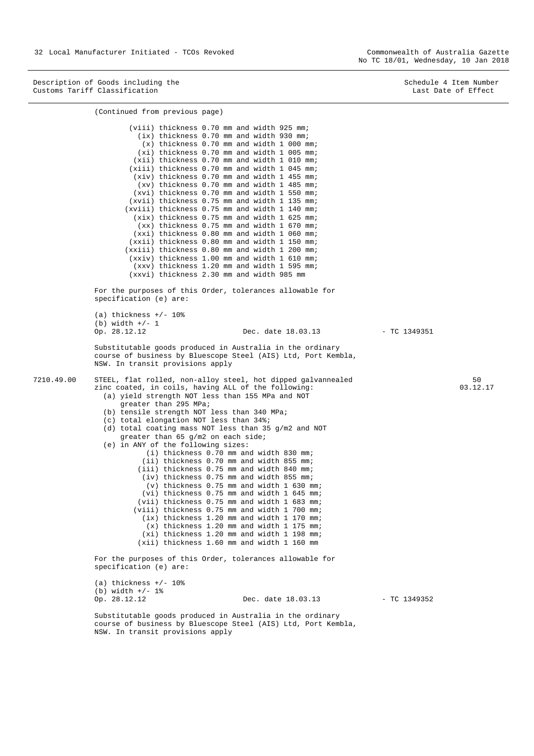Description of Goods including the Customs Tariff Classification | Schedule 4 Item Number / Last Date of Effect

(Continued from previous page)

(viii) thickness 0.70 mm and width 925 mm;
(ix) thickness 0.70 mm and width 930 mm;
(x) thickness 0.70 mm and width 1 000 mm;
(xi) thickness 0.70 mm and width 1 005 mm;
(xii) thickness 0.70 mm and width 1 010 mm;
(xiii) thickness 0.70 mm and width 1 045 mm;
(xiv) thickness 0.70 mm and width 1 455 mm;
(xv) thickness 0.70 mm and width 1 485 mm;
(xvi) thickness 0.70 mm and width 1 550 mm;
(xvii) thickness 0.75 mm and width 1 135 mm;
(xviii) thickness 0.75 mm and width 1 140 mm;
(xix) thickness 0.75 mm and width 1 625 mm;
(xx) thickness 0.75 mm and width 1 670 mm;
(xxi) thickness 0.80 mm and width 1 060 mm;
(xxii) thickness 0.80 mm and width 1 150 mm;
(xxiii) thickness 0.80 mm and width 1 200 mm;
(xxiv) thickness 1.00 mm and width 1 610 mm;
(xxv) thickness 1.20 mm and width 1 595 mm;
(xxvi) thickness 2.30 mm and width 985 mm

For the purposes of this Order, tolerances allowable for specification (e) are:

(a) thickness +/- 10%
(b) width +/- 1
Op. 28.12.12 Dec. date 18.03.13 - TC 1349351

Substitutable goods produced in Australia in the ordinary course of business by Bluescope Steel (AIS) Ltd, Port Kembla, NSW. In transit provisions apply

7210.49.00 STEEL, flat rolled, non-alloy steel, hot dipped galvannealed zinc coated, in coils, having ALL of the following: 50 / 03.12.17

(a) yield strength NOT less than 155 MPa and NOT greater than 295 MPa;
(b) tensile strength NOT less than 340 MPa;
(c) total elongation NOT less than 34%;
(d) total coating mass NOT less than 35 g/m2 and NOT greater than 65 g/m2 on each side;
(e) in ANY of the following sizes:
(i) thickness 0.70 mm and width 830 mm;
(ii) thickness 0.70 mm and width 855 mm;
(iii) thickness 0.75 mm and width 840 mm;
(iv) thickness 0.75 mm and width 855 mm;
(v) thickness 0.75 mm and width 1 630 mm;
(vi) thickness 0.75 mm and width 1 645 mm;
(vii) thickness 0.75 mm and width 1 683 mm;
(viii) thickness 0.75 mm and width 1 700 mm;
(ix) thickness 1.20 mm and width 1 170 mm;
(x) thickness 1.20 mm and width 1 175 mm;
(xi) thickness 1.20 mm and width 1 198 mm;
(xii) thickness 1.60 mm and width 1 160 mm

For the purposes of this Order, tolerances allowable for specification (e) are:

(a) thickness +/- 10%
(b) width +/- 1%
Op. 28.12.12 Dec. date 18.03.13 - TC 1349352

Substitutable goods produced in Australia in the ordinary course of business by Bluescope Steel (AIS) Ltd, Port Kembla, NSW. In transit provisions apply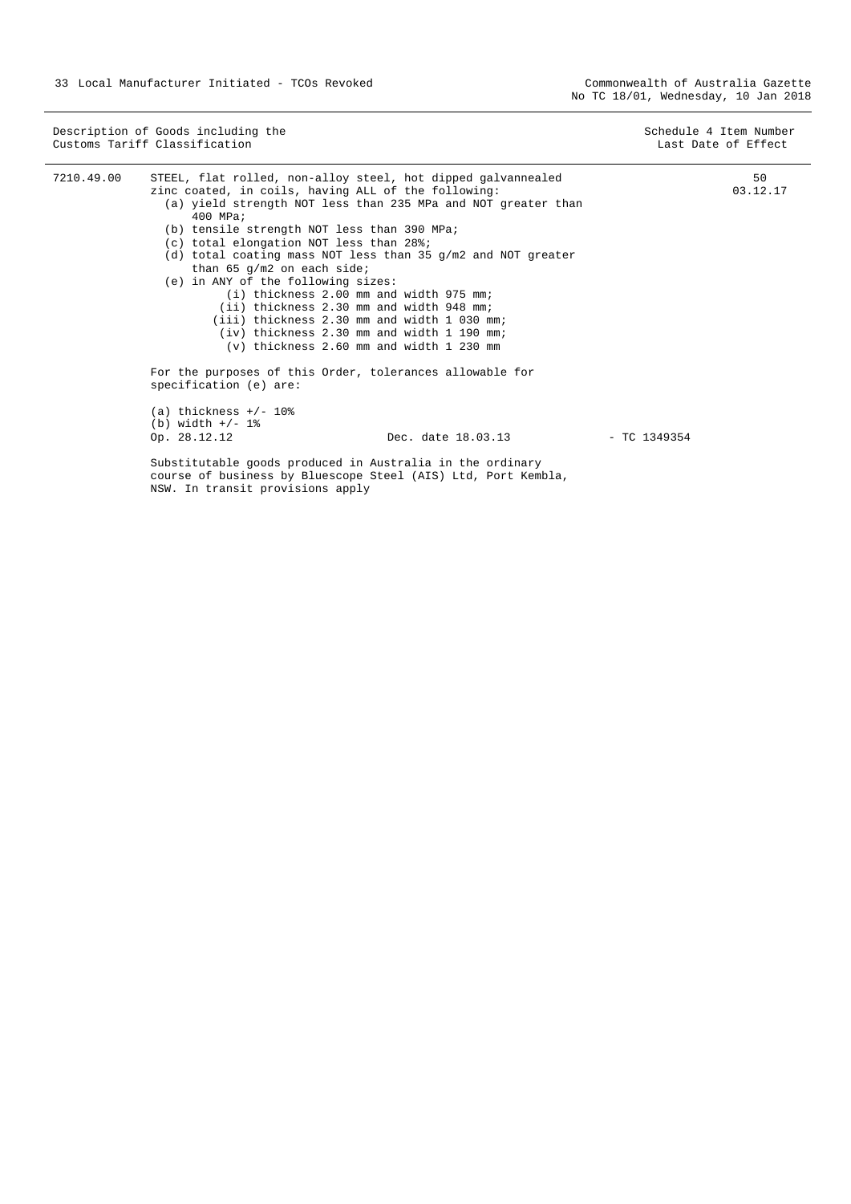| Description of Goods including the Customs Tariff Classification | | Schedule 4 Item Number Last Date of Effect |
|---|---|---|
| 7210.49.00 | STEEL, flat rolled, non-alloy steel, hot dipped galvannealed zinc coated, in coils, having ALL of the following:<br>(a) yield strength NOT less than 235 MPa and NOT greater than 400 MPa;<br>(b) tensile strength NOT less than 390 MPa;<br>(c) total elongation NOT less than 28%;<br>(d) total coating mass NOT less than 35 g/m2 and NOT greater than 65 g/m2 on each side;<br>(e) in ANY of the following sizes:<br>(i) thickness 2.00 mm and width 975 mm;<br>(ii) thickness 2.30 mm and width 948 mm;<br>(iii) thickness 2.30 mm and width 1 030 mm;<br>(iv) thickness 2.30 mm and width 1 190 mm;<br>(v) thickness 2.60 mm and width 1 230 mm<br><br>For the purposes of this Order, tolerances allowable for specification (e) are:<br><br>(a) thickness +/- 10%<br>(b) width +/- 1%<br>Op. 28.12.12 Dec. date 18.03.13 - TC 1349354<br><br>Substitutable goods produced in Australia in the ordinary course of business by Bluescope Steel (AIS) Ltd, Port Kembla, NSW. In transit provisions apply | 50<br>03.12.17 |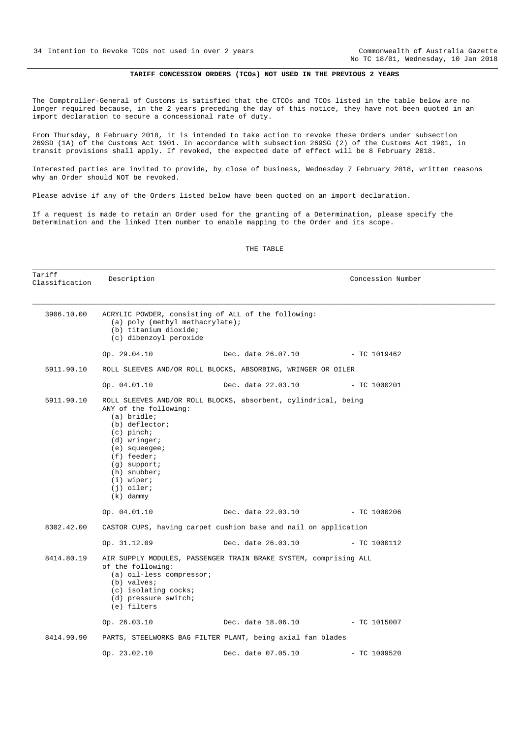## TARIFF CONCESSION ORDERS (TCOs) NOT USED IN THE PREVIOUS 2 YEARS

The Comptroller-General of Customs is satisfied that the CTCOs and TCOs listed in the table below are no longer required because, in the 2 years preceding the day of this notice, they have not been quoted in an import declaration to secure a concessional rate of duty.

From Thursday, 8 February 2018, it is intended to take action to revoke these Orders under subsection 269SD (1A) of the Customs Act 1901. In accordance with subsection 269SG (2) of the Customs Act 1901, in transit provisions shall apply. If revoked, the expected date of effect will be 8 February 2018.

Interested parties are invited to provide, by close of business, Wednesday 7 February 2018, written reasons why an Order should NOT be revoked.

Please advise if any of the Orders listed below have been quoted on an import declaration.

If a request is made to retain an Order used for the granting of a Determination, please specify the Determination and the linked Item number to enable mapping to the Order and its scope.

THE TABLE

| Tariff Classification | Description | | Concession Number |
|---|---|---|---|
| 3906.10.00 | ACRYLIC POWDER, consisting of ALL of the following:<br>(a) poly (methyl methacrylate);<br>(b) titanium dioxide;<br>(c) dibenzoyl peroxide | | |
| | Op. 29.04.10 | Dec. date 26.07.10 | - TC 1019462 |
| 5911.90.10 | ROLL SLEEVES AND/OR ROLL BLOCKS, ABSORBING, WRINGER OR OILER | | |
| | Op. 04.01.10 | Dec. date 22.03.10 | - TC 1000201 |
| 5911.90.10 | ROLL SLEEVES AND/OR ROLL BLOCKS, absorbent, cylindrical, being ANY of the following:<br>(a) bridle;<br>(b) deflector;<br>(c) pinch;<br>(d) wringer;<br>(e) squeegee;<br>(f) feeder;<br>(g) support;<br>(h) snubber;<br>(i) wiper;<br>(j) oiler;<br>(k) dammy | | |
| | Op. 04.01.10 | Dec. date 22.03.10 | - TC 1000206 |
| 8302.42.00 | CASTOR CUPS, having carpet cushion base and nail on application | | |
| | Op. 31.12.09 | Dec. date 26.03.10 | - TC 1000112 |
| 8414.80.19 | AIR SUPPLY MODULES, PASSENGER TRAIN BRAKE SYSTEM, comprising ALL of the following:<br>(a) oil-less compressor;<br>(b) valves;<br>(c) isolating cocks;<br>(d) pressure switch;<br>(e) filters | | |
| | Op. 26.03.10 | Dec. date 18.06.10 | - TC 1015007 |
| 8414.90.90 | PARTS, STEELWORKS BAG FILTER PLANT, being axial fan blades | | |
| | Op. 23.02.10 | Dec. date 07.05.10 | - TC 1009520 |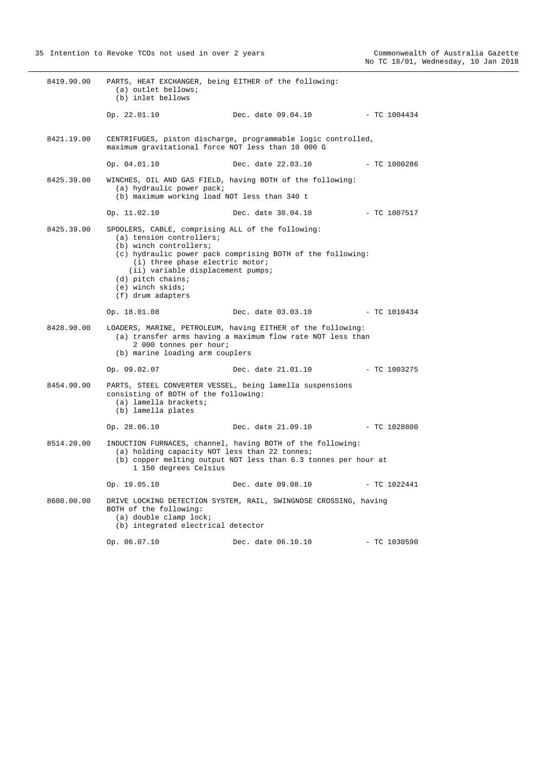8419.90.00 PARTS, HEAT EXCHANGER, being EITHER of the following:
(a) outlet bellows;
(b) inlet bellows

Op. 22.01.10 Dec. date 09.04.10 - TC 1004434

8421.19.00 CENTRIFUGES, piston discharge, programmable logic controlled, maximum gravitational force NOT less than 10 000 G

Op. 04.01.10 Dec. date 22.03.10 - TC 1000286

8425.39.00 WINCHES, OIL AND GAS FIELD, having BOTH of the following:
(a) hydraulic power pack;
(b) maximum working load NOT less than 340 t

Op. 11.02.10 Dec. date 30.04.10 - TC 1007517

8425.39.00 SPOOLERS, CABLE, comprising ALL of the following:
(a) tension controllers;
(b) winch controllers;
(c) hydraulic power pack comprising BOTH of the following:
(i) three phase electric motor;
(ii) variable displacement pumps;
(d) pitch chains;
(e) winch skids;
(f) drum adapters

Op. 18.01.08 Dec. date 03.03.10 - TC 1010434

8428.90.00 LOADERS, MARINE, PETROLEUM, having EITHER of the following:
(a) transfer arms having a maximum flow rate NOT less than 2 000 tonnes per hour;
(b) marine loading arm couplers

Op. 09.02.07 Dec. date 21.01.10 - TC 1003275

8454.90.00 PARTS, STEEL CONVERTER VESSEL, being lamella suspensions consisting of BOTH of the following:
(a) lamella brackets;
(b) lamella plates

Op. 28.06.10 Dec. date 21.09.10 - TC 1028800

8514.20.00 INDUCTION FURNACES, channel, having BOTH of the following:
(a) holding capacity NOT less than 22 tonnes;
(b) copper melting output NOT less than 6.3 tonnes per hour at 1 150 degrees Celsius

Op. 19.05.10 Dec. date 09.08.10 - TC 1022441

8608.00.00 DRIVE LOCKING DETECTION SYSTEM, RAIL, SWINGNOSE CROSSING, having BOTH of the following:
(a) double clamp lock;
(b) integrated electrical detector

Op. 06.07.10 Dec. date 06.10.10 - TC 1030590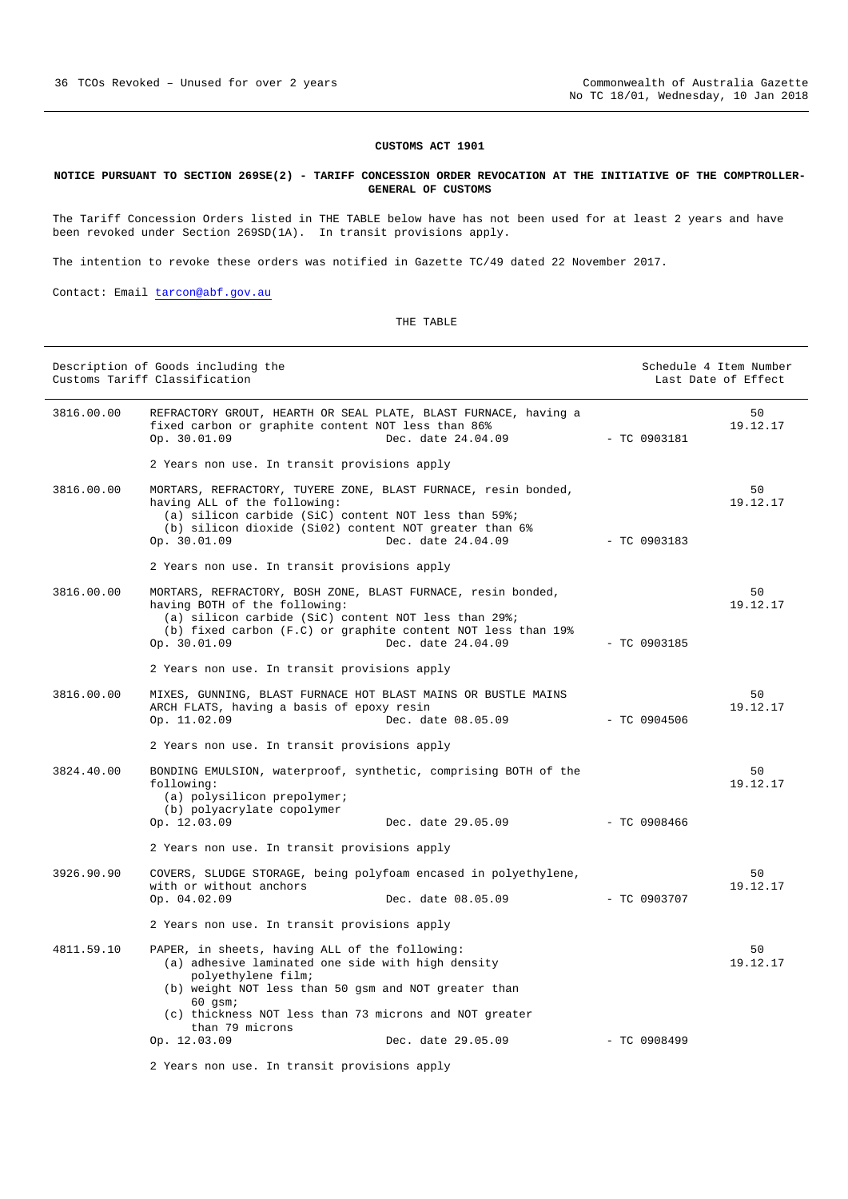**CUSTOMS ACT 1901**

**NOTICE PURSUANT TO SECTION 269SE(2) - TARIFF CONCESSION ORDER REVOCATION AT THE INITIATIVE OF THE COMPTROLLER-GENERAL OF CUSTOMS**

The Tariff Concession Orders listed in THE TABLE below have has not been used for at least 2 years and have been revoked under Section 269SD(1A). In transit provisions apply.

The intention to revoke these orders was notified in Gazette TC/49 dated 22 November 2017.

Contact: Email tarcon@abf.gov.au

THE TABLE

| Description of Goods including the Customs Tariff Classification | | | | Schedule 4 Item Number Last Date of Effect |
|---|---|---|---|---|
| 3816.00.00 | REFRACTORY GROUT, HEARTH OR SEAL PLATE, BLAST FURNACE, having a fixed carbon or graphite content NOT less than 86%<br>Op. 30.01.09 Dec. date 24.04.09<br><br>2 Years non use. In transit provisions apply | | - TC 0903181 | 50<br>19.12.17 |
| 3816.00.00 | MORTARS, REFRACTORY, TUYERE ZONE, BLAST FURNACE, resin bonded, having ALL of the following:<br>(a) silicon carbide (SiC) content NOT less than 59%;<br>(b) silicon dioxide (SiO2) content NOT greater than 6%<br>Op. 30.01.09 Dec. date 24.04.09<br><br>2 Years non use. In transit provisions apply | | - TC 0903183 | 50<br>19.12.17 |
| 3816.00.00 | MORTARS, REFRACTORY, BOSH ZONE, BLAST FURNACE, resin bonded, having BOTH of the following:<br>(a) silicon carbide (SiC) content NOT less than 29%;<br>(b) fixed carbon (F.C) or graphite content NOT less than 19%<br>Op. 30.01.09 Dec. date 24.04.09<br><br>2 Years non use. In transit provisions apply | | - TC 0903185 | 50<br>19.12.17 |
| 3816.00.00 | MIXES, GUNNING, BLAST FURNACE HOT BLAST MAINS OR BUSTLE MAINS ARCH FLATS, having a basis of epoxy resin<br>Op. 11.02.09 Dec. date 08.05.09<br><br>2 Years non use. In transit provisions apply | | - TC 0904506 | 50<br>19.12.17 |
| 3824.40.00 | BONDING EMULSION, waterproof, synthetic, comprising BOTH of the following:<br>(a) polysilicon prepolymer;<br>(b) polyacrylate copolymer<br>Op. 12.03.09 Dec. date 29.05.09<br><br>2 Years non use. In transit provisions apply | | - TC 0908466 | 50<br>19.12.17 |
| 3926.90.90 | COVERS, SLUDGE STORAGE, being polyfoam encased in polyethylene, with or without anchors<br>Op. 04.02.09 Dec. date 08.05.09<br><br>2 Years non use. In transit provisions apply | | - TC 0903707 | 50<br>19.12.17 |
| 4811.59.10 | PAPER, in sheets, having ALL of the following:<br>(a) adhesive laminated one side with high density polyethylene film;<br>(b) weight NOT less than 50 gsm and NOT greater than 60 gsm;<br>(c) thickness NOT less than 73 microns and NOT greater than 79 microns<br>Op. 12.03.09 Dec. date 29.05.09<br><br>2 Years non use. In transit provisions apply | | - TC 0908499 | 50<br>19.12.17 |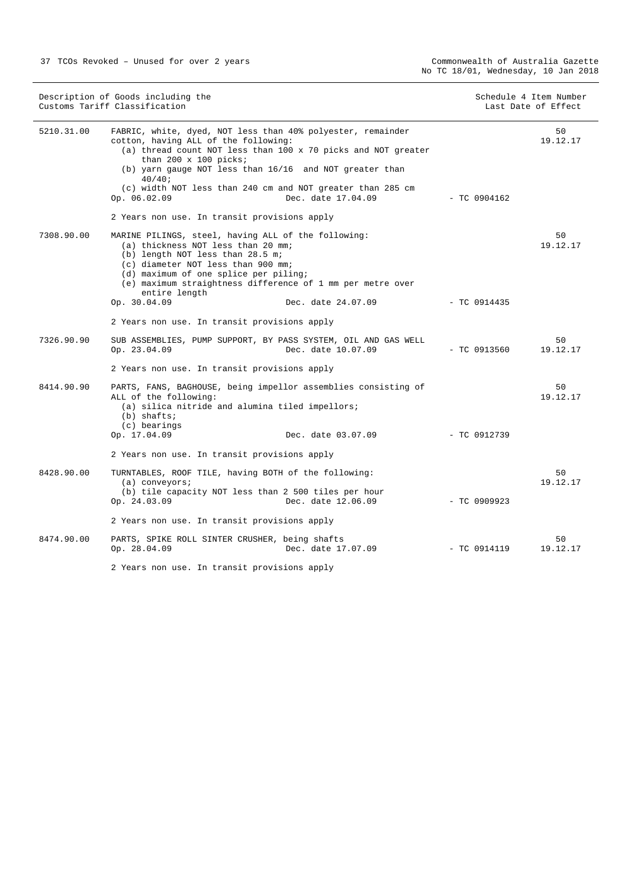| Description of Goods including the Customs Tariff Classification | | | Schedule 4 Item Number Last Date of Effect |
|---|---|---|---|
| 5210.31.00 | FABRIC, white, dyed, NOT less than 40% polyester, remainder cotton, having ALL of the following:<br>(a) thread count NOT less than 100 x 70 picks and NOT greater than 200 x 100 picks;<br>(b) yarn gauge NOT less than 16/16 and NOT greater than 40/40;<br>(c) width NOT less than 240 cm and NOT greater than 285 cm<br>Op. 06.02.09 Dec. date 17.04.09 | - TC 0904162 | 50<br>19.12.17 |
| | 2 Years non use. In transit provisions apply | | |
| 7308.90.00 | MARINE PILINGS, steel, having ALL of the following:<br>(a) thickness NOT less than 20 mm;<br>(b) length NOT less than 28.5 m;<br>(c) diameter NOT less than 900 mm;<br>(d) maximum of one splice per piling;<br>(e) maximum straightness difference of 1 mm per metre over entire length<br>Op. 30.04.09 Dec. date 24.07.09 | - TC 0914435 | 50<br>19.12.17 |
| | 2 Years non use. In transit provisions apply | | |
| 7326.90.90 | SUB ASSEMBLIES, PUMP SUPPORT, BY PASS SYSTEM, OIL AND GAS WELL<br>Op. 23.04.09 Dec. date 10.07.09 | - TC 0913560 | 50<br>19.12.17 |
| | 2 Years non use. In transit provisions apply | | |
| 8414.90.90 | PARTS, FANS, BAGHOUSE, being impellor assemblies consisting of ALL of the following:<br>(a) silica nitride and alumina tiled impellors;<br>(b) shafts;<br>(c) bearings<br>Op. 17.04.09 Dec. date 03.07.09 | - TC 0912739 | 50<br>19.12.17 |
| | 2 Years non use. In transit provisions apply | | |
| 8428.90.00 | TURNTABLES, ROOF TILE, having BOTH of the following:<br>(a) conveyors;<br>(b) tile capacity NOT less than 2 500 tiles per hour<br>Op. 24.03.09 Dec. date 12.06.09 | - TC 0909923 | 50<br>19.12.17 |
| | 2 Years non use. In transit provisions apply | | |
| 8474.90.00 | PARTS, SPIKE ROLL SINTER CRUSHER, being shafts<br>Op. 28.04.09 Dec. date 17.07.09 | - TC 0914119 | 50<br>19.12.17 |
| | 2 Years non use. In transit provisions apply | | |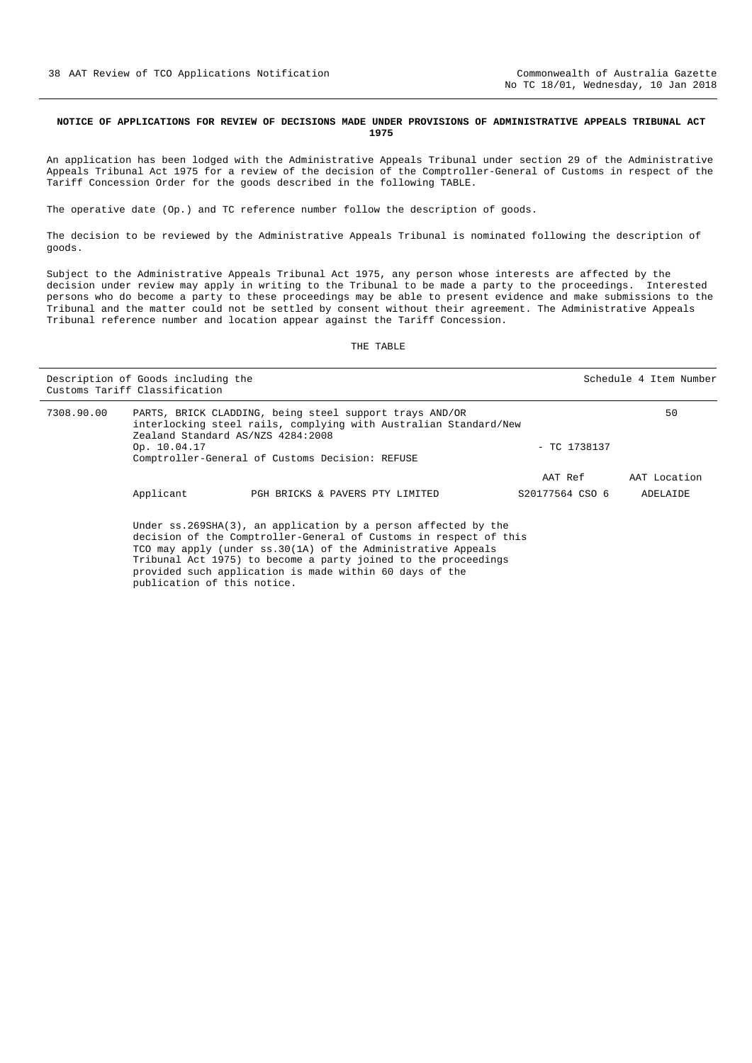## NOTICE OF APPLICATIONS FOR REVIEW OF DECISIONS MADE UNDER PROVISIONS OF ADMINISTRATIVE APPEALS TRIBUNAL ACT 1975

An application has been lodged with the Administrative Appeals Tribunal under section 29 of the Administrative Appeals Tribunal Act 1975 for a review of the decision of the Comptroller-General of Customs in respect of the Tariff Concession Order for the goods described in the following TABLE.

The operative date (Op.) and TC reference number follow the description of goods.

The decision to be reviewed by the Administrative Appeals Tribunal is nominated following the description of goods.

Subject to the Administrative Appeals Tribunal Act 1975, any person whose interests are affected by the decision under review may apply in writing to the Tribunal to be made a party to the proceedings. Interested persons who do become a party to these proceedings may be able to present evidence and make submissions to the Tribunal and the matter could not be settled by consent without their agreement. The Administrative Appeals Tribunal reference number and location appear against the Tariff Concession.

THE TABLE

| Description of Goods including the Customs Tariff Classification | | | | Schedule 4 Item Number |
|---|---|---|---|---|
| 7308.90.00 | PARTS, BRICK CLADDING, being steel support trays AND/OR interlocking steel rails, complying with Australian Standard/New Zealand Standard AS/NZS 4284:2008<br>Op. 10.04.17<br>Comptroller-General of Customs Decision: REFUSE | | - TC 1738137 | 50 |
| | | | AAT Ref | AAT Location |
| | Applicant | PGH BRICKS & PAVERS PTY LIMITED | S20177564 CSO 6 | ADELAIDE |

Under ss.269SHA(3), an application by a person affected by the decision of the Comptroller-General of Customs in respect of this TCO may apply (under ss.30(1A) of the Administrative Appeals Tribunal Act 1975) to become a party joined to the proceedings provided such application is made within 60 days of the publication of this notice.